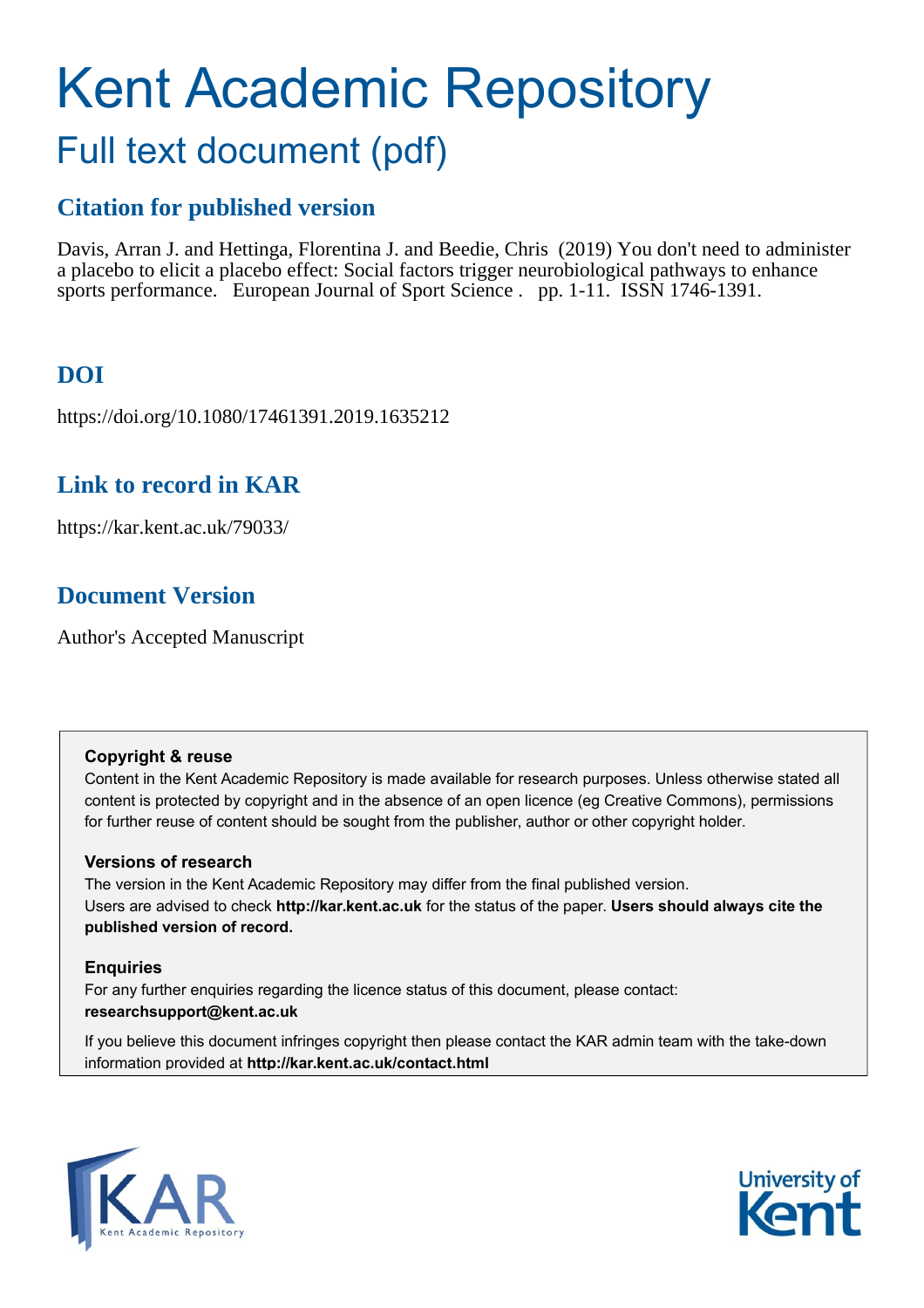# Kent Academic Repository

## Full text document (pdf)

## Citation for published version

Davis, Arran J. and Hettinga, Florentina J. and Beedie, Chris (2019) You don't need to administer a placebo to elicit a placebo effect: Social factors trigger neurobiological pathways to enhance sports performance. European Journal of Sport Science . pp. 1-11. ISSN 1746-1391.

## DOI

https://doi.org/10.1080/17461391.2019.1635212

## Link to record in KAR

https://kar.kent.ac.uk/79033/

## Document Version

Author's Accepted Manuscript

**Copyright & reuse**

Content in the Kent Academic Repository is made available for research purposes. Unless otherwise stated all content is protected by copyright and in the absence of an open licence (eg Creative Commons), permissions for further reuse of content should be sought from the publisher, author or other copyright holder.

**Versions of research**

The version in the Kent Academic Repository may differ from the final published version. Users are advised to check **http://kar.kent.ac.uk** for the status of the paper. **Users should always cite the published version of record.**

**Enquiries**

For any further enquiries regarding the licence status of this document, please contact: **researchsupport@kent.ac.uk**

If you believe this document infringes copyright then please contact the KAR admin team with the take-down information provided at **http://kar.kent.ac.uk/contact.html**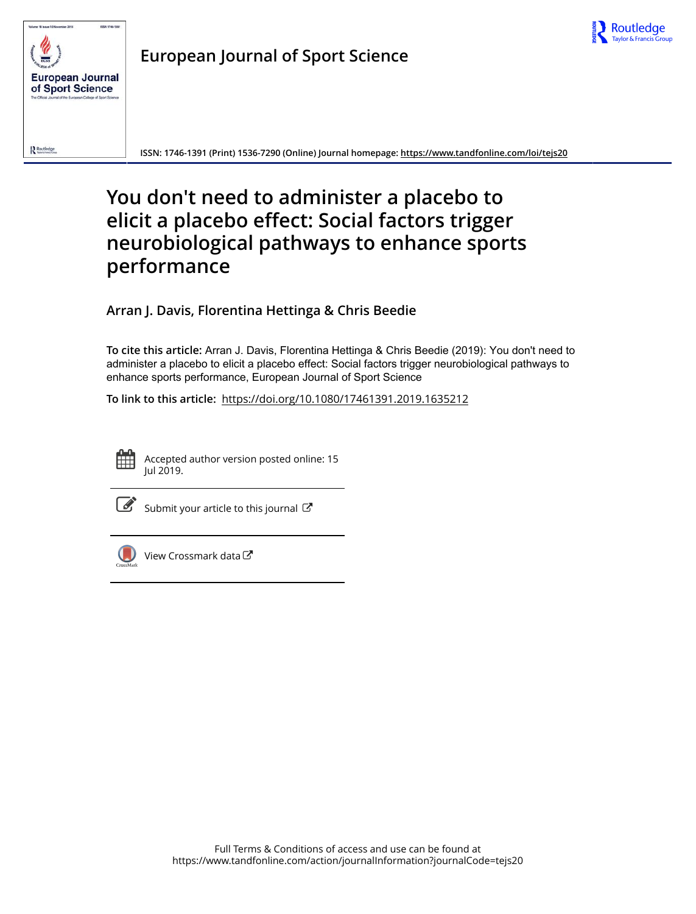European Journal of Sport Science

ISSN: 1746-1391 (Print) 1536-7290 (Online) Journal homepage: https://www.tandfonline.com/loi/tejs20

# You don't need to administer a placebo to elicit a placebo effect: Social factors trigger neurobiological pathways to enhance sports performance

**Arran J. Davis, Florentina Hettinga & Chris Beedie**

**To cite this article:** Arran J. Davis, Florentina Hettinga & Chris Beedie (2019): You don't need to administer a placebo to elicit a placebo effect: Social factors trigger neurobiological pathways to enhance sports performance, European Journal of Sport Science

**To link to this article:** https://doi.org/10.1080/17461391.2019.1635212

Accepted author version posted online: 15 Jul 2019.

Submit your article to this journal

View Crossmark data

Full Terms & Conditions of access and use can be found at https://www.tandfonline.com/action/journalInformation?journalCode=tejs20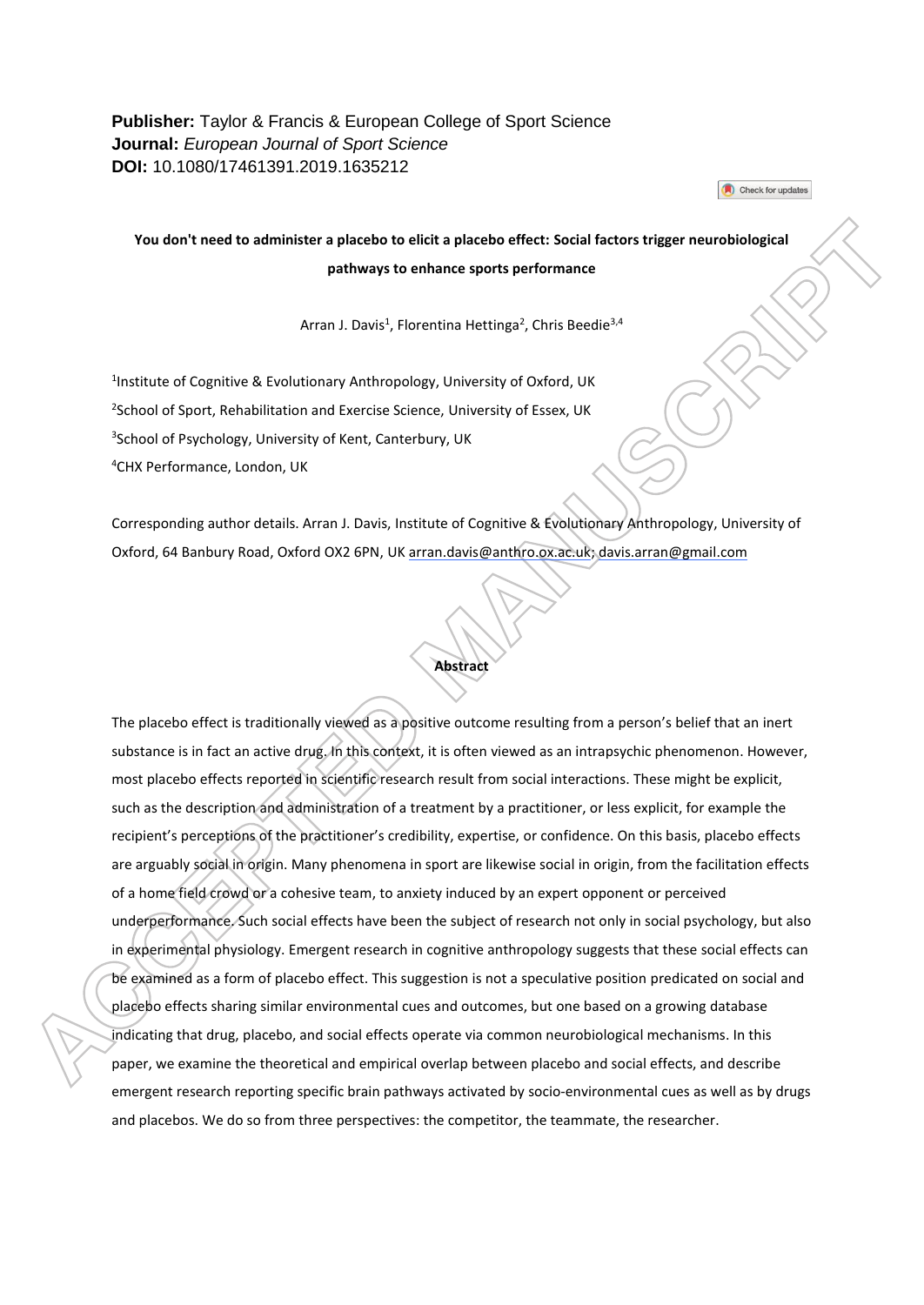**Publisher:** Taylor & Francis & European College of Sport Science
**Journal:** *European Journal of Sport Science*
**DOI:** 10.1080/17461391.2019.1635212

# You don't need to administer a placebo to elicit a placebo effect: Social factors trigger neurobiological pathways to enhance sports performance

Arran J. Davis[1], Florentina Hettinga[2], Chris Beedie[3,4]

[1]Institute of Cognitive & Evolutionary Anthropology, University of Oxford, UK

[2]School of Sport, Rehabilitation and Exercise Science, University of Essex, UK

[3]School of Psychology, University of Kent, Canterbury, UK

[4]CHX Performance, London, UK

Corresponding author details. Arran J. Davis, Institute of Cognitive & Evolutionary Anthropology, University of Oxford, 64 Banbury Road, Oxford OX2 6PN, UK arran.davis@anthro.ox.ac.uk; davis.arran@gmail.com

## Abstract

The placebo effect is traditionally viewed as a positive outcome resulting from a person's belief that an inert substance is in fact an active drug. In this context, it is often viewed as an intrapsychic phenomenon. However, most placebo effects reported in scientific research result from social interactions. These might be explicit, such as the description and administration of a treatment by a practitioner, or less explicit, for example the recipient's perceptions of the practitioner's credibility, expertise, or confidence. On this basis, placebo effects are arguably social in origin. Many phenomena in sport are likewise social in origin, from the facilitation effects of a home field crowd or a cohesive team, to anxiety induced by an expert opponent or perceived underperformance. Such social effects have been the subject of research not only in social psychology, but also in experimental physiology. Emergent research in cognitive anthropology suggests that these social effects can be examined as a form of placebo effect. This suggestion is not a speculative position predicated on social and placebo effects sharing similar environmental cues and outcomes, but one based on a growing database indicating that drug, placebo, and social effects operate via common neurobiological mechanisms. In this paper, we examine the theoretical and empirical overlap between placebo and social effects, and describe emergent research reporting specific brain pathways activated by socio-environmental cues as well as by drugs and placebos. We do so from three perspectives: the competitor, the teammate, the researcher.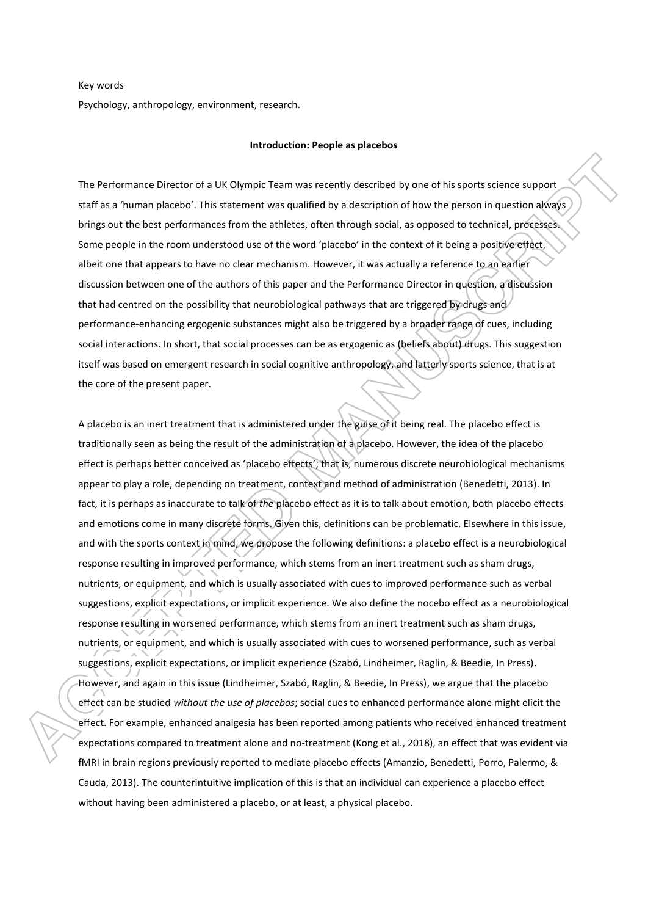Key words

Psychology, anthropology, environment, research.

## Introduction: People as placebos

The Performance Director of a UK Olympic Team was recently described by one of his sports science support staff as a 'human placebo'. This statement was qualified by a description of how the person in question always brings out the best performances from the athletes, often through social, as opposed to technical, processes. Some people in the room understood use of the word 'placebo' in the context of it being a positive effect, albeit one that appears to have no clear mechanism. However, it was actually a reference to an earlier discussion between one of the authors of this paper and the Performance Director in question, a discussion that had centred on the possibility that neurobiological pathways that are triggered by drugs and performance-enhancing ergogenic substances might also be triggered by a broader range of cues, including social interactions. In short, that social processes can be as ergogenic as (beliefs about) drugs. This suggestion itself was based on emergent research in social cognitive anthropology, and latterly sports science, that is at the core of the present paper.

A placebo is an inert treatment that is administered under the guise of it being real. The placebo effect is traditionally seen as being the result of the administration of a placebo. However, the idea of the placebo effect is perhaps better conceived as 'placebo effects'; that is, numerous discrete neurobiological mechanisms appear to play a role, depending on treatment, context and method of administration (Benedetti, 2013). In fact, it is perhaps as inaccurate to talk of *the* placebo effect as it is to talk about emotion, both placebo effects and emotions come in many discrete forms. Given this, definitions can be problematic. Elsewhere in this issue, and with the sports context in mind, we propose the following definitions: a placebo effect is a neurobiological response resulting in improved performance, which stems from an inert treatment such as sham drugs, nutrients, or equipment, and which is usually associated with cues to improved performance such as verbal suggestions, explicit expectations, or implicit experience. We also define the nocebo effect as a neurobiological response resulting in worsened performance, which stems from an inert treatment such as sham drugs, nutrients, or equipment, and which is usually associated with cues to worsened performance, such as verbal suggestions, explicit expectations, or implicit experience (Szabó, Lindheimer, Raglin, & Beedie, In Press). However, and again in this issue (Lindheimer, Szabó, Raglin, & Beedie, In Press), we argue that the placebo effect can be studied *without the use of placebos*; social cues to enhanced performance alone might elicit the effect. For example, enhanced analgesia has been reported among patients who received enhanced treatment expectations compared to treatment alone and no-treatment (Kong et al., 2018), an effect that was evident via fMRI in brain regions previously reported to mediate placebo effects (Amanzio, Benedetti, Porro, Palermo, & Cauda, 2013). The counterintuitive implication of this is that an individual can experience a placebo effect without having been administered a placebo, or at least, a physical placebo.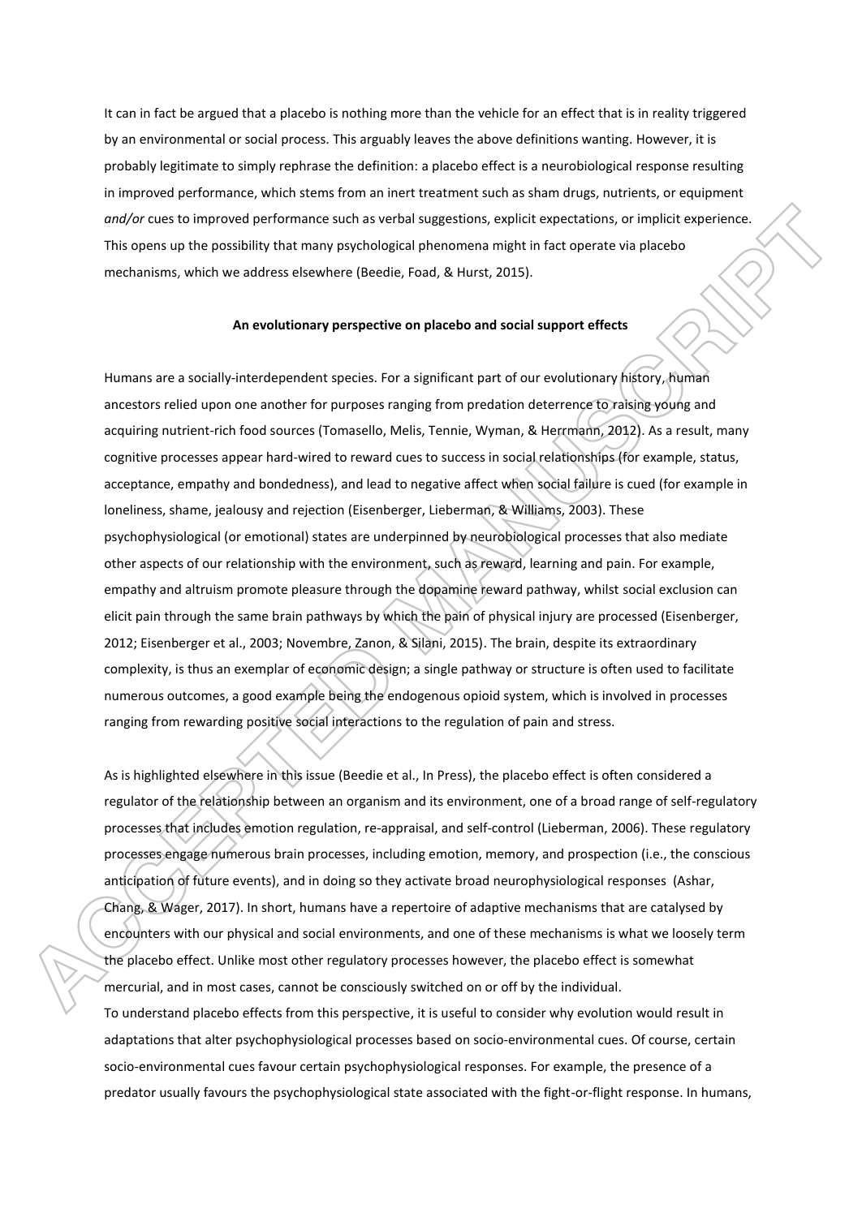It can in fact be argued that a placebo is nothing more than the vehicle for an effect that is in reality triggered by an environmental or social process. This arguably leaves the above definitions wanting. However, it is probably legitimate to simply rephrase the definition: a placebo effect is a neurobiological response resulting in improved performance, which stems from an inert treatment such as sham drugs, nutrients, or equipment *and/or* cues to improved performance such as verbal suggestions, explicit expectations, or implicit experience. This opens up the possibility that many psychological phenomena might in fact operate via placebo mechanisms, which we address elsewhere (Beedie, Foad, & Hurst, 2015).

**An evolutionary perspective on placebo and social support effects**

Humans are a socially-interdependent species. For a significant part of our evolutionary history, human ancestors relied upon one another for purposes ranging from predation deterrence to raising young and acquiring nutrient-rich food sources (Tomasello, Melis, Tennie, Wyman, & Herrmann, 2012). As a result, many cognitive processes appear hard-wired to reward cues to success in social relationships (for example, status, acceptance, empathy and bondedness), and lead to negative affect when social failure is cued (for example in loneliness, shame, jealousy and rejection (Eisenberger, Lieberman, & Williams, 2003). These psychophysiological (or emotional) states are underpinned by neurobiological processes that also mediate other aspects of our relationship with the environment, such as reward, learning and pain. For example, empathy and altruism promote pleasure through the dopamine reward pathway, whilst social exclusion can elicit pain through the same brain pathways by which the pain of physical injury are processed (Eisenberger, 2012; Eisenberger et al., 2003; Novembre, Zanon, & Silani, 2015). The brain, despite its extraordinary complexity, is thus an exemplar of economic design; a single pathway or structure is often used to facilitate numerous outcomes, a good example being the endogenous opioid system, which is involved in processes ranging from rewarding positive social interactions to the regulation of pain and stress.

As is highlighted elsewhere in this issue (Beedie et al., In Press), the placebo effect is often considered a regulator of the relationship between an organism and its environment, one of a broad range of self-regulatory processes that includes emotion regulation, re-appraisal, and self-control (Lieberman, 2006). These regulatory processes engage numerous brain processes, including emotion, memory, and prospection (i.e., the conscious anticipation of future events), and in doing so they activate broad neurophysiological responses (Ashar, Chang, & Wager, 2017). In short, humans have a repertoire of adaptive mechanisms that are catalysed by encounters with our physical and social environments, and one of these mechanisms is what we loosely term the placebo effect. Unlike most other regulatory processes however, the placebo effect is somewhat mercurial, and in most cases, cannot be consciously switched on or off by the individual.

To understand placebo effects from this perspective, it is useful to consider why evolution would result in adaptations that alter psychophysiological processes based on socio-environmental cues. Of course, certain socio-environmental cues favour certain psychophysiological responses. For example, the presence of a predator usually favours the psychophysiological state associated with the fight-or-flight response. In humans,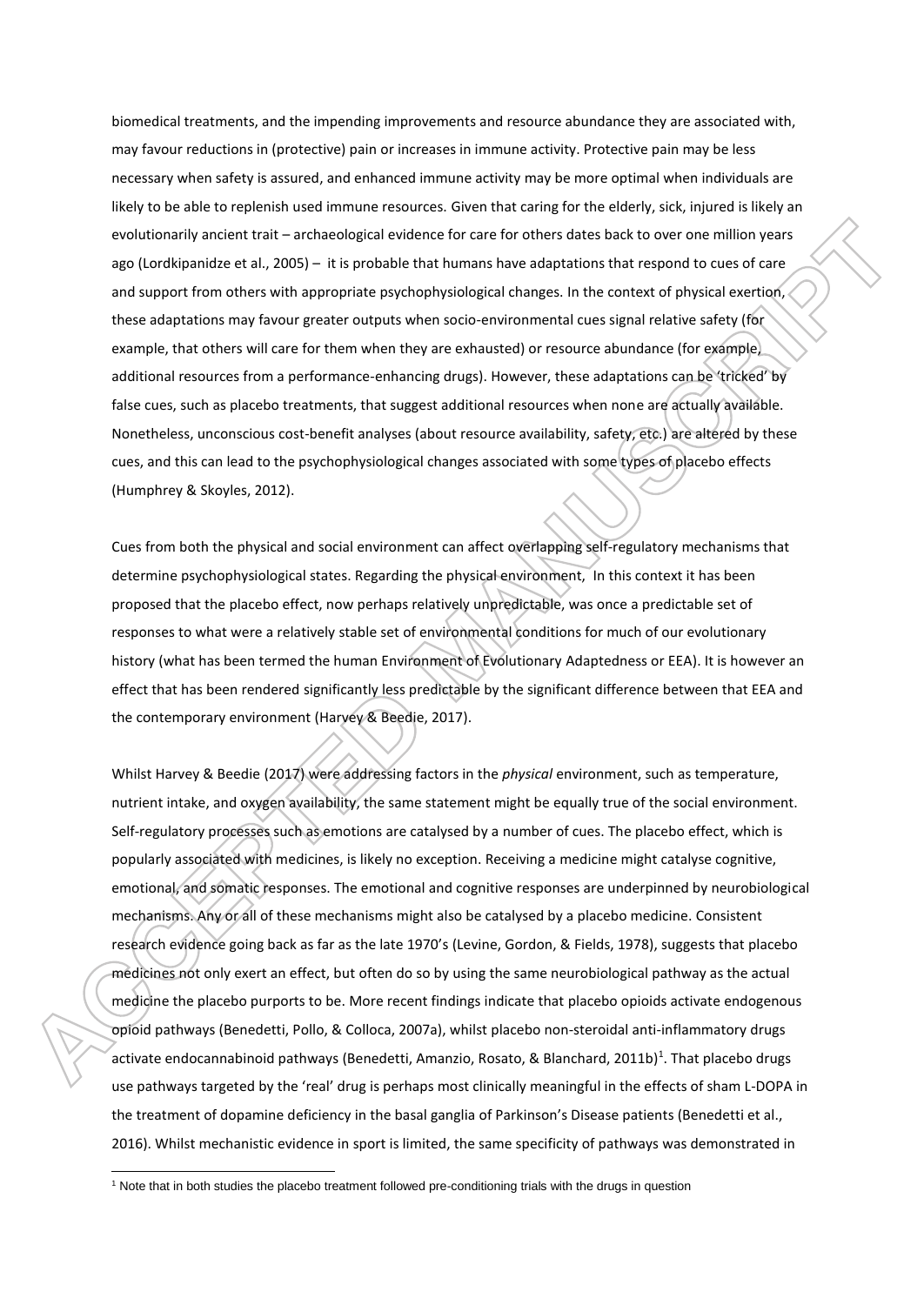biomedical treatments, and the impending improvements and resource abundance they are associated with, may favour reductions in (protective) pain or increases in immune activity. Protective pain may be less necessary when safety is assured, and enhanced immune activity may be more optimal when individuals are likely to be able to replenish used immune resources. Given that caring for the elderly, sick, injured is likely an evolutionarily ancient trait – archaeological evidence for care for others dates back to over one million years ago (Lordkipanidze et al., 2005) – it is probable that humans have adaptations that respond to cues of care and support from others with appropriate psychophysiological changes. In the context of physical exertion, these adaptations may favour greater outputs when socio-environmental cues signal relative safety (for example, that others will care for them when they are exhausted) or resource abundance (for example, additional resources from a performance-enhancing drugs). However, these adaptations can be 'tricked' by false cues, such as placebo treatments, that suggest additional resources when none are actually available. Nonetheless, unconscious cost-benefit analyses (about resource availability, safety, etc.) are altered by these cues, and this can lead to the psychophysiological changes associated with some types of placebo effects (Humphrey & Skoyles, 2012).

Cues from both the physical and social environment can affect overlapping self-regulatory mechanisms that determine psychophysiological states. Regarding the physical environment, In this context it has been proposed that the placebo effect, now perhaps relatively unpredictable, was once a predictable set of responses to what were a relatively stable set of environmental conditions for much of our evolutionary history (what has been termed the human Environment of Evolutionary Adaptedness or EEA). It is however an effect that has been rendered significantly less predictable by the significant difference between that EEA and the contemporary environment (Harvey & Beedie, 2017).

Whilst Harvey & Beedie (2017) were addressing factors in the *physical* environment, such as temperature, nutrient intake, and oxygen availability, the same statement might be equally true of the social environment. Self-regulatory processes such as emotions are catalysed by a number of cues. The placebo effect, which is popularly associated with medicines, is likely no exception. Receiving a medicine might catalyse cognitive, emotional, and somatic responses. The emotional and cognitive responses are underpinned by neurobiological mechanisms. Any or all of these mechanisms might also be catalysed by a placebo medicine. Consistent research evidence going back as far as the late 1970's (Levine, Gordon, & Fields, 1978), suggests that placebo medicines not only exert an effect, but often do so by using the same neurobiological pathway as the actual medicine the placebo purports to be. More recent findings indicate that placebo opioids activate endogenous opioid pathways (Benedetti, Pollo, & Colloca, 2007a), whilst placebo non-steroidal anti-inflammatory drugs activate endocannabinoid pathways (Benedetti, Amanzio, Rosato, & Blanchard, 2011b)[1]. That placebo drugs use pathways targeted by the 'real' drug is perhaps most clinically meaningful in the effects of sham L-DOPA in the treatment of dopamine deficiency in the basal ganglia of Parkinson's Disease patients (Benedetti et al., 2016). Whilst mechanistic evidence in sport is limited, the same specificity of pathways was demonstrated in

[1] Note that in both studies the placebo treatment followed pre-conditioning trials with the drugs in question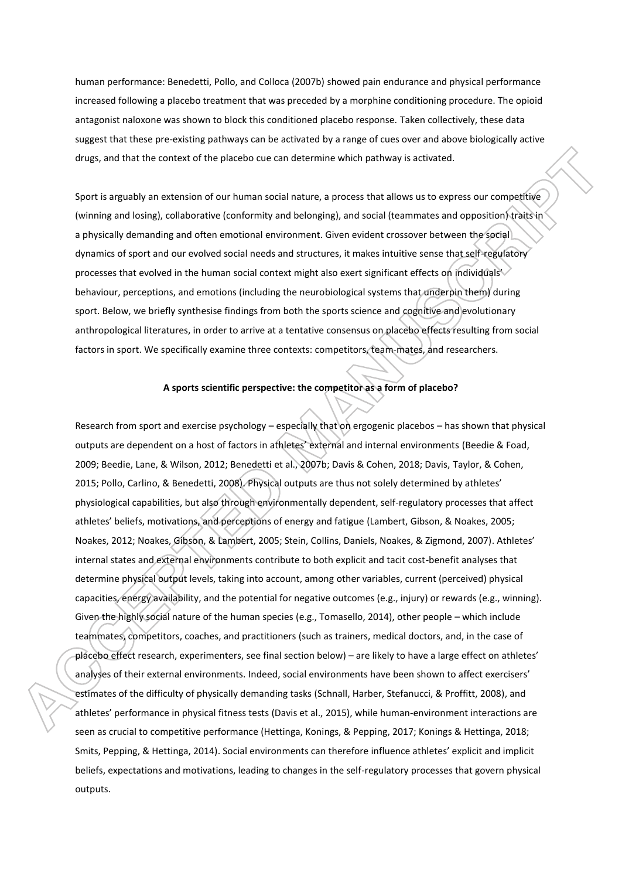human performance: Benedetti, Pollo, and Colloca (2007b) showed pain endurance and physical performance increased following a placebo treatment that was preceded by a morphine conditioning procedure. The opioid antagonist naloxone was shown to block this conditioned placebo response. Taken collectively, these data suggest that these pre-existing pathways can be activated by a range of cues over and above biologically active drugs, and that the context of the placebo cue can determine which pathway is activated.

Sport is arguably an extension of our human social nature, a process that allows us to express our competitive (winning and losing), collaborative (conformity and belonging), and social (teammates and opposition) traits in a physically demanding and often emotional environment. Given evident crossover between the social dynamics of sport and our evolved social needs and structures, it makes intuitive sense that self-regulatory processes that evolved in the human social context might also exert significant effects on individuals' behaviour, perceptions, and emotions (including the neurobiological systems that underpin them) during sport. Below, we briefly synthesise findings from both the sports science and cognitive and evolutionary anthropological literatures, in order to arrive at a tentative consensus on placebo effects resulting from social factors in sport. We specifically examine three contexts: competitors, team-mates, and researchers.

## A sports scientific perspective: the competitor as a form of placebo?

Research from sport and exercise psychology – especially that on ergogenic placebos – has shown that physical outputs are dependent on a host of factors in athletes' external and internal environments (Beedie & Foad, 2009; Beedie, Lane, & Wilson, 2012; Benedetti et al., 2007b; Davis & Cohen, 2018; Davis, Taylor, & Cohen, 2015; Pollo, Carlino, & Benedetti, 2008). Physical outputs are thus not solely determined by athletes' physiological capabilities, but also through environmentally dependent, self-regulatory processes that affect athletes' beliefs, motivations, and perceptions of energy and fatigue (Lambert, Gibson, & Noakes, 2005; Noakes, 2012; Noakes, Gibson, & Lambert, 2005; Stein, Collins, Daniels, Noakes, & Zigmond, 2007). Athletes' internal states and external environments contribute to both explicit and tacit cost-benefit analyses that determine physical output levels, taking into account, among other variables, current (perceived) physical capacities, energy availability, and the potential for negative outcomes (e.g., injury) or rewards (e.g., winning). Given the highly social nature of the human species (e.g., Tomasello, 2014), other people – which include teammates, competitors, coaches, and practitioners (such as trainers, medical doctors, and, in the case of placebo effect research, experimenters, see final section below) – are likely to have a large effect on athletes' analyses of their external environments. Indeed, social environments have been shown to affect exercisers' estimates of the difficulty of physically demanding tasks (Schnall, Harber, Stefanucci, & Proffitt, 2008), and athletes' performance in physical fitness tests (Davis et al., 2015), while human-environment interactions are seen as crucial to competitive performance (Hettinga, Konings, & Pepping, 2017; Konings & Hettinga, 2018; Smits, Pepping, & Hettinga, 2014). Social environments can therefore influence athletes' explicit and implicit beliefs, expectations and motivations, leading to changes in the self-regulatory processes that govern physical outputs.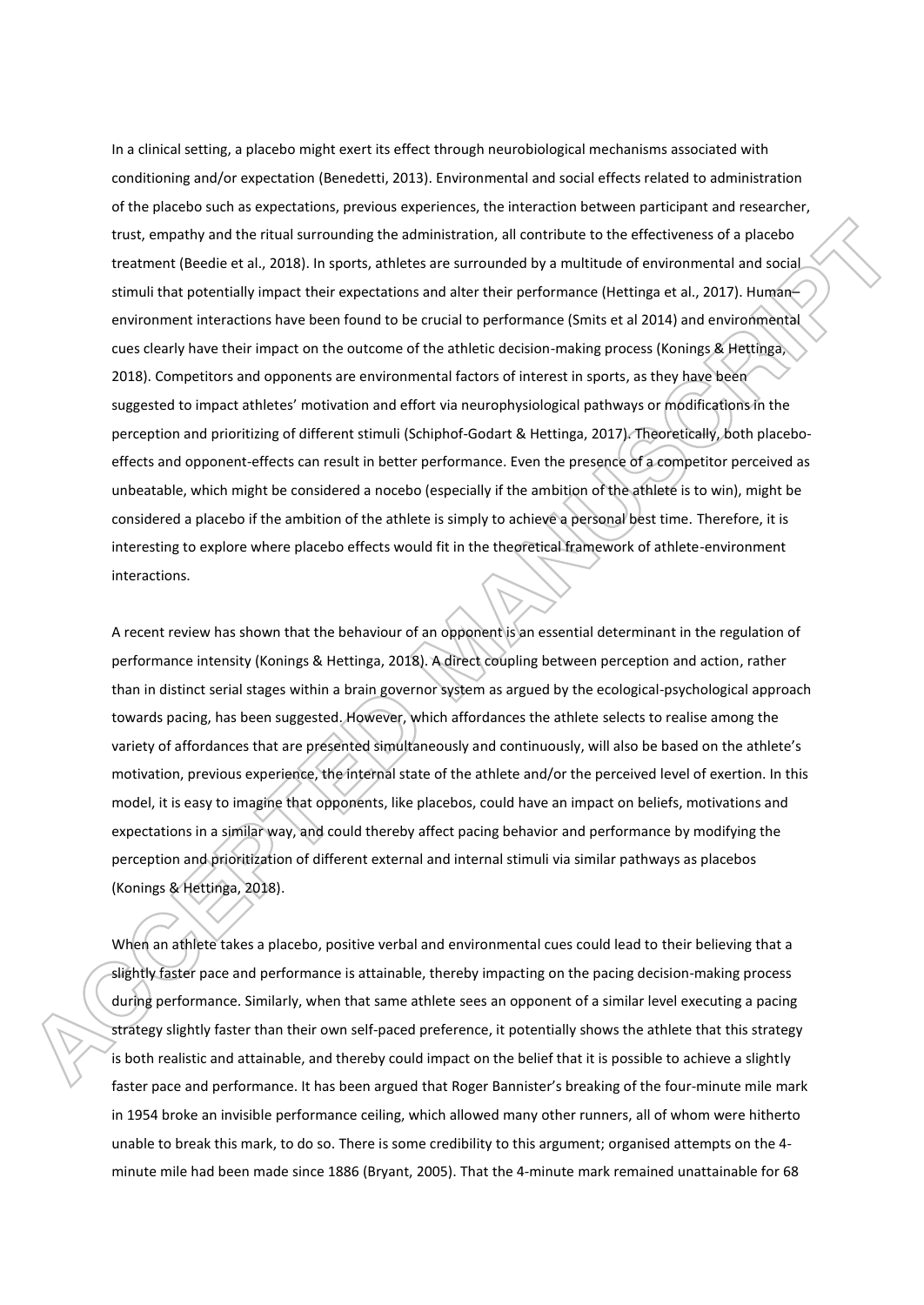In a clinical setting, a placebo might exert its effect through neurobiological mechanisms associated with conditioning and/or expectation (Benedetti, 2013). Environmental and social effects related to administration of the placebo such as expectations, previous experiences, the interaction between participant and researcher, trust, empathy and the ritual surrounding the administration, all contribute to the effectiveness of a placebo treatment (Beedie et al., 2018). In sports, athletes are surrounded by a multitude of environmental and social stimuli that potentially impact their expectations and alter their performance (Hettinga et al., 2017). Human–environment interactions have been found to be crucial to performance (Smits et al 2014) and environmental cues clearly have their impact on the outcome of the athletic decision-making process (Konings & Hettinga, 2018). Competitors and opponents are environmental factors of interest in sports, as they have been suggested to impact athletes' motivation and effort via neurophysiological pathways or modifications in the perception and prioritizing of different stimuli (Schiphof-Godart & Hettinga, 2017). Theoretically, both placebo-effects and opponent-effects can result in better performance. Even the presence of a competitor perceived as unbeatable, which might be considered a nocebo (especially if the ambition of the athlete is to win), might be considered a placebo if the ambition of the athlete is simply to achieve a personal best time. Therefore, it is interesting to explore where placebo effects would fit in the theoretical framework of athlete-environment interactions.

A recent review has shown that the behaviour of an opponent is an essential determinant in the regulation of performance intensity (Konings & Hettinga, 2018). A direct coupling between perception and action, rather than in distinct serial stages within a brain governor system as argued by the ecological-psychological approach towards pacing, has been suggested. However, which affordances the athlete selects to realise among the variety of affordances that are presented simultaneously and continuously, will also be based on the athlete's motivation, previous experience, the internal state of the athlete and/or the perceived level of exertion. In this model, it is easy to imagine that opponents, like placebos, could have an impact on beliefs, motivations and expectations in a similar way, and could thereby affect pacing behavior and performance by modifying the perception and prioritization of different external and internal stimuli via similar pathways as placebos (Konings & Hettinga, 2018).

When an athlete takes a placebo, positive verbal and environmental cues could lead to their believing that a slightly faster pace and performance is attainable, thereby impacting on the pacing decision-making process during performance. Similarly, when that same athlete sees an opponent of a similar level executing a pacing strategy slightly faster than their own self-paced preference, it potentially shows the athlete that this strategy is both realistic and attainable, and thereby could impact on the belief that it is possible to achieve a slightly faster pace and performance. It has been argued that Roger Bannister's breaking of the four-minute mile mark in 1954 broke an invisible performance ceiling, which allowed many other runners, all of whom were hitherto unable to break this mark, to do so. There is some credibility to this argument; organised attempts on the 4-minute mile had been made since 1886 (Bryant, 2005). That the 4-minute mark remained unattainable for 68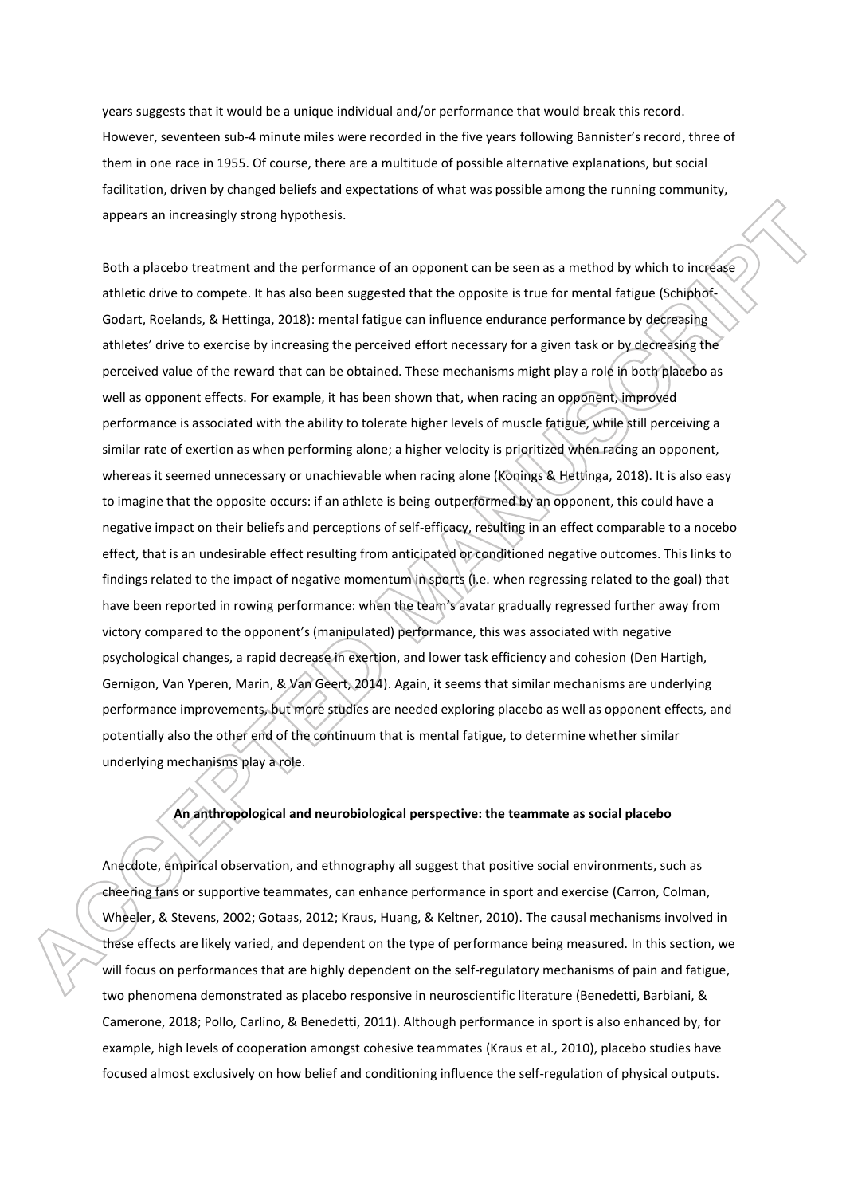years suggests that it would be a unique individual and/or performance that would break this record. However, seventeen sub-4 minute miles were recorded in the five years following Bannister's record, three of them in one race in 1955. Of course, there are a multitude of possible alternative explanations, but social facilitation, driven by changed beliefs and expectations of what was possible among the running community, appears an increasingly strong hypothesis.

Both a placebo treatment and the performance of an opponent can be seen as a method by which to increase athletic drive to compete. It has also been suggested that the opposite is true for mental fatigue (Schiphof-Godart, Roelands, & Hettinga, 2018): mental fatigue can influence endurance performance by decreasing athletes' drive to exercise by increasing the perceived effort necessary for a given task or by decreasing the perceived value of the reward that can be obtained. These mechanisms might play a role in both placebo as well as opponent effects. For example, it has been shown that, when racing an opponent, improved performance is associated with the ability to tolerate higher levels of muscle fatigue, while still perceiving a similar rate of exertion as when performing alone; a higher velocity is prioritized when racing an opponent, whereas it seemed unnecessary or unachievable when racing alone (Konings & Hettinga, 2018). It is also easy to imagine that the opposite occurs: if an athlete is being outperformed by an opponent, this could have a negative impact on their beliefs and perceptions of self-efficacy, resulting in an effect comparable to a nocebo effect, that is an undesirable effect resulting from anticipated or conditioned negative outcomes. This links to findings related to the impact of negative momentum in sports (i.e. when regressing related to the goal) that have been reported in rowing performance: when the team's avatar gradually regressed further away from victory compared to the opponent's (manipulated) performance, this was associated with negative psychological changes, a rapid decrease in exertion, and lower task efficiency and cohesion (Den Hartigh, Gernigon, Van Yperen, Marin, & Van Geert, 2014). Again, it seems that similar mechanisms are underlying performance improvements, but more studies are needed exploring placebo as well as opponent effects, and potentially also the other end of the continuum that is mental fatigue, to determine whether similar underlying mechanisms play a role.

## An anthropological and neurobiological perspective: the teammate as social placebo

Anecdote, empirical observation, and ethnography all suggest that positive social environments, such as cheering fans or supportive teammates, can enhance performance in sport and exercise (Carron, Colman, Wheeler, & Stevens, 2002; Gotaas, 2012; Kraus, Huang, & Keltner, 2010). The causal mechanisms involved in these effects are likely varied, and dependent on the type of performance being measured. In this section, we will focus on performances that are highly dependent on the self-regulatory mechanisms of pain and fatigue, two phenomena demonstrated as placebo responsive in neuroscientific literature (Benedetti, Barbiani, & Camerone, 2018; Pollo, Carlino, & Benedetti, 2011). Although performance in sport is also enhanced by, for example, high levels of cooperation amongst cohesive teammates (Kraus et al., 2010), placebo studies have focused almost exclusively on how belief and conditioning influence the self-regulation of physical outputs.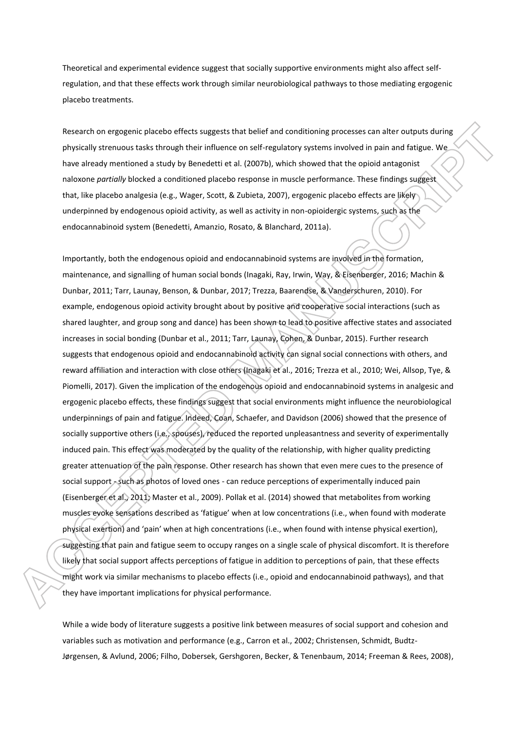Theoretical and experimental evidence suggest that socially supportive environments might also affect self-regulation, and that these effects work through similar neurobiological pathways to those mediating ergogenic placebo treatments.

Research on ergogenic placebo effects suggests that belief and conditioning processes can alter outputs during physically strenuous tasks through their influence on self-regulatory systems involved in pain and fatigue. We have already mentioned a study by Benedetti et al. (2007b), which showed that the opioid antagonist naloxone *partially* blocked a conditioned placebo response in muscle performance. These findings suggest that, like placebo analgesia (e.g., Wager, Scott, & Zubieta, 2007), ergogenic placebo effects are likely underpinned by endogenous opioid activity, as well as activity in non-opioidergic systems, such as the endocannabinoid system (Benedetti, Amanzio, Rosato, & Blanchard, 2011a).

Importantly, both the endogenous opioid and endocannabinoid systems are involved in the formation, maintenance, and signalling of human social bonds (Inagaki, Ray, Irwin, Way, & Eisenberger, 2016; Machin & Dunbar, 2011; Tarr, Launay, Benson, & Dunbar, 2017; Trezza, Baarendse, & Vanderschuren, 2010). For example, endogenous opioid activity brought about by positive and cooperative social interactions (such as shared laughter, and group song and dance) has been shown to lead to positive affective states and associated increases in social bonding (Dunbar et al., 2011; Tarr, Launay, Cohen, & Dunbar, 2015). Further research suggests that endogenous opioid and endocannabinoid activity can signal social connections with others, and reward affiliation and interaction with close others (Inagaki et al., 2016; Trezza et al., 2010; Wei, Allsop, Tye, & Piomelli, 2017). Given the implication of the endogenous opioid and endocannabinoid systems in analgesic and ergogenic placebo effects, these findings suggest that social environments might influence the neurobiological underpinnings of pain and fatigue. Indeed, Coan, Schaefer, and Davidson (2006) showed that the presence of socially supportive others (i.e., spouses), reduced the reported unpleasantness and severity of experimentally induced pain. This effect was moderated by the quality of the relationship, with higher quality predicting greater attenuation of the pain response. Other research has shown that even mere cues to the presence of social support - such as photos of loved ones - can reduce perceptions of experimentally induced pain (Eisenberger et al., 2011; Master et al., 2009). Pollak et al. (2014) showed that metabolites from working muscles evoke sensations described as 'fatigue' when at low concentrations (i.e., when found with moderate physical exertion) and 'pain' when at high concentrations (i.e., when found with intense physical exertion), suggesting that pain and fatigue seem to occupy ranges on a single scale of physical discomfort. It is therefore likely that social support affects perceptions of fatigue in addition to perceptions of pain, that these effects might work via similar mechanisms to placebo effects (i.e., opioid and endocannabinoid pathways), and that they have important implications for physical performance.

While a wide body of literature suggests a positive link between measures of social support and cohesion and variables such as motivation and performance (e.g., Carron et al., 2002; Christensen, Schmidt, Budtz-Jørgensen, & Avlund, 2006; Filho, Dobersek, Gershgoren, Becker, & Tenenbaum, 2014; Freeman & Rees, 2008),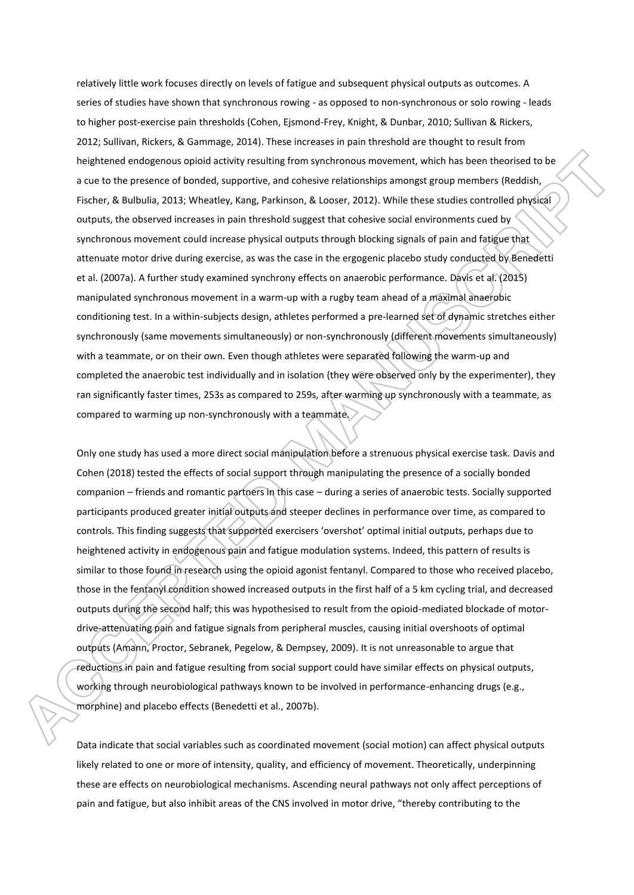relatively little work focuses directly on levels of fatigue and subsequent physical outputs as outcomes. A series of studies have shown that synchronous rowing - as opposed to non-synchronous or solo rowing - leads to higher post-exercise pain thresholds (Cohen, Ejsmond-Frey, Knight, & Dunbar, 2010; Sullivan & Rickers, 2012; Sullivan, Rickers, & Gammage, 2014). These increases in pain threshold are thought to result from heightened endogenous opioid activity resulting from synchronous movement, which has been theorised to be a cue to the presence of bonded, supportive, and cohesive relationships amongst group members (Reddish, Fischer, & Bulbulia, 2013; Wheatley, Kang, Parkinson, & Looser, 2012). While these studies controlled physical outputs, the observed increases in pain threshold suggest that cohesive social environments cued by synchronous movement could increase physical outputs through blocking signals of pain and fatigue that attenuate motor drive during exercise, as was the case in the ergogenic placebo study conducted by Benedetti et al. (2007a). A further study examined synchrony effects on anaerobic performance. Davis et al. (2015) manipulated synchronous movement in a warm-up with a rugby team ahead of a maximal anaerobic conditioning test. In a within-subjects design, athletes performed a pre-learned set of dynamic stretches either synchronously (same movements simultaneously) or non-synchronously (different movements simultaneously) with a teammate, or on their own. Even though athletes were separated following the warm-up and completed the anaerobic test individually and in isolation (they were observed only by the experimenter), they ran significantly faster times, 253s as compared to 259s, after warming up synchronously with a teammate, as compared to warming up non-synchronously with a teammate.

Only one study has used a more direct social manipulation before a strenuous physical exercise task. Davis and Cohen (2018) tested the effects of social support through manipulating the presence of a socially bonded companion – friends and romantic partners in this case – during a series of anaerobic tests. Socially supported participants produced greater initial outputs and steeper declines in performance over time, as compared to controls. This finding suggests that supported exercisers 'overshot' optimal initial outputs, perhaps due to heightened activity in endogenous pain and fatigue modulation systems. Indeed, this pattern of results is similar to those found in research using the opioid agonist fentanyl. Compared to those who received placebo, those in the fentanyl condition showed increased outputs in the first half of a 5 km cycling trial, and decreased outputs during the second half; this was hypothesised to result from the opioid-mediated blockade of motor-drive-attenuating pain and fatigue signals from peripheral muscles, causing initial overshoots of optimal outputs (Amann, Proctor, Sebranek, Pegelow, & Dempsey, 2009). It is not unreasonable to argue that reductions in pain and fatigue resulting from social support could have similar effects on physical outputs, working through neurobiological pathways known to be involved in performance-enhancing drugs (e.g., morphine) and placebo effects (Benedetti et al., 2007b).

Data indicate that social variables such as coordinated movement (social motion) can affect physical outputs likely related to one or more of intensity, quality, and efficiency of movement. Theoretically, underpinning these are effects on neurobiological mechanisms. Ascending neural pathways not only affect perceptions of pain and fatigue, but also inhibit areas of the CNS involved in motor drive, "thereby contributing to the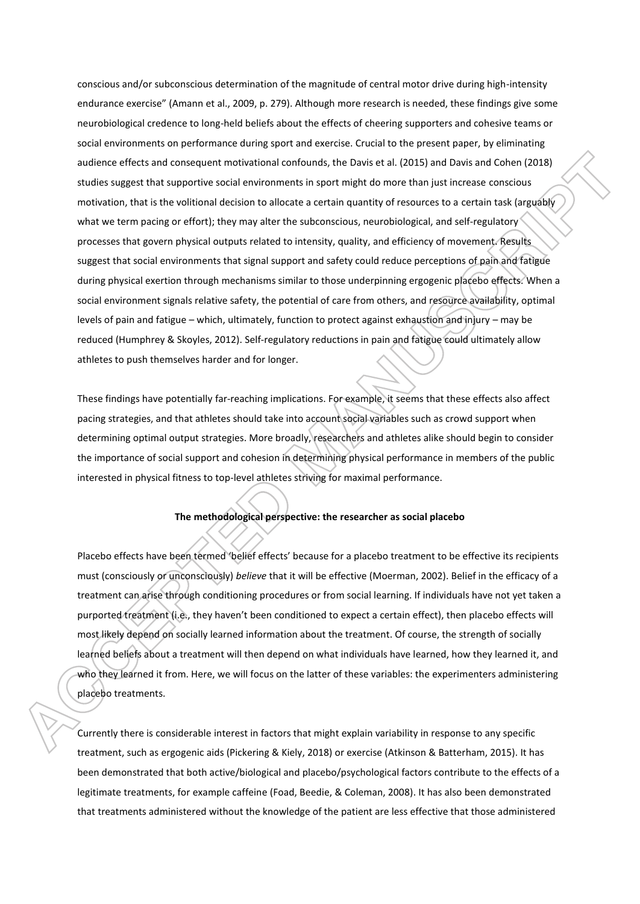conscious and/or subconscious determination of the magnitude of central motor drive during high-intensity endurance exercise" (Amann et al., 2009, p. 279). Although more research is needed, these findings give some neurobiological credence to long-held beliefs about the effects of cheering supporters and cohesive teams or social environments on performance during sport and exercise. Crucial to the present paper, by eliminating audience effects and consequent motivational confounds, the Davis et al. (2015) and Davis and Cohen (2018) studies suggest that supportive social environments in sport might do more than just increase conscious motivation, that is the volitional decision to allocate a certain quantity of resources to a certain task (arguably what we term pacing or effort); they may alter the subconscious, neurobiological, and self-regulatory processes that govern physical outputs related to intensity, quality, and efficiency of movement. Results suggest that social environments that signal support and safety could reduce perceptions of pain and fatigue during physical exertion through mechanisms similar to those underpinning ergogenic placebo effects. When a social environment signals relative safety, the potential of care from others, and resource availability, optimal levels of pain and fatigue – which, ultimately, function to protect against exhaustion and injury – may be reduced (Humphrey & Skoyles, 2012). Self-regulatory reductions in pain and fatigue could ultimately allow athletes to push themselves harder and for longer.

These findings have potentially far-reaching implications. For example, it seems that these effects also affect pacing strategies, and that athletes should take into account social variables such as crowd support when determining optimal output strategies. More broadly, researchers and athletes alike should begin to consider the importance of social support and cohesion in determining physical performance in members of the public interested in physical fitness to top-level athletes striving for maximal performance.

**The methodological perspective: the researcher as social placebo**

Placebo effects have been termed 'belief effects' because for a placebo treatment to be effective its recipients must (consciously or unconsciously) *believe* that it will be effective (Moerman, 2002). Belief in the efficacy of a treatment can arise through conditioning procedures or from social learning. If individuals have not yet taken a purported treatment (i.e., they haven't been conditioned to expect a certain effect), then placebo effects will most likely depend on socially learned information about the treatment. Of course, the strength of socially learned beliefs about a treatment will then depend on what individuals have learned, how they learned it, and who they learned it from. Here, we will focus on the latter of these variables: the experimenters administering placebo treatments.

Currently there is considerable interest in factors that might explain variability in response to any specific treatment, such as ergogenic aids (Pickering & Kiely, 2018) or exercise (Atkinson & Batterham, 2015). It has been demonstrated that both active/biological and placebo/psychological factors contribute to the effects of a legitimate treatments, for example caffeine (Foad, Beedie, & Coleman, 2008). It has also been demonstrated that treatments administered without the knowledge of the patient are less effective that those administered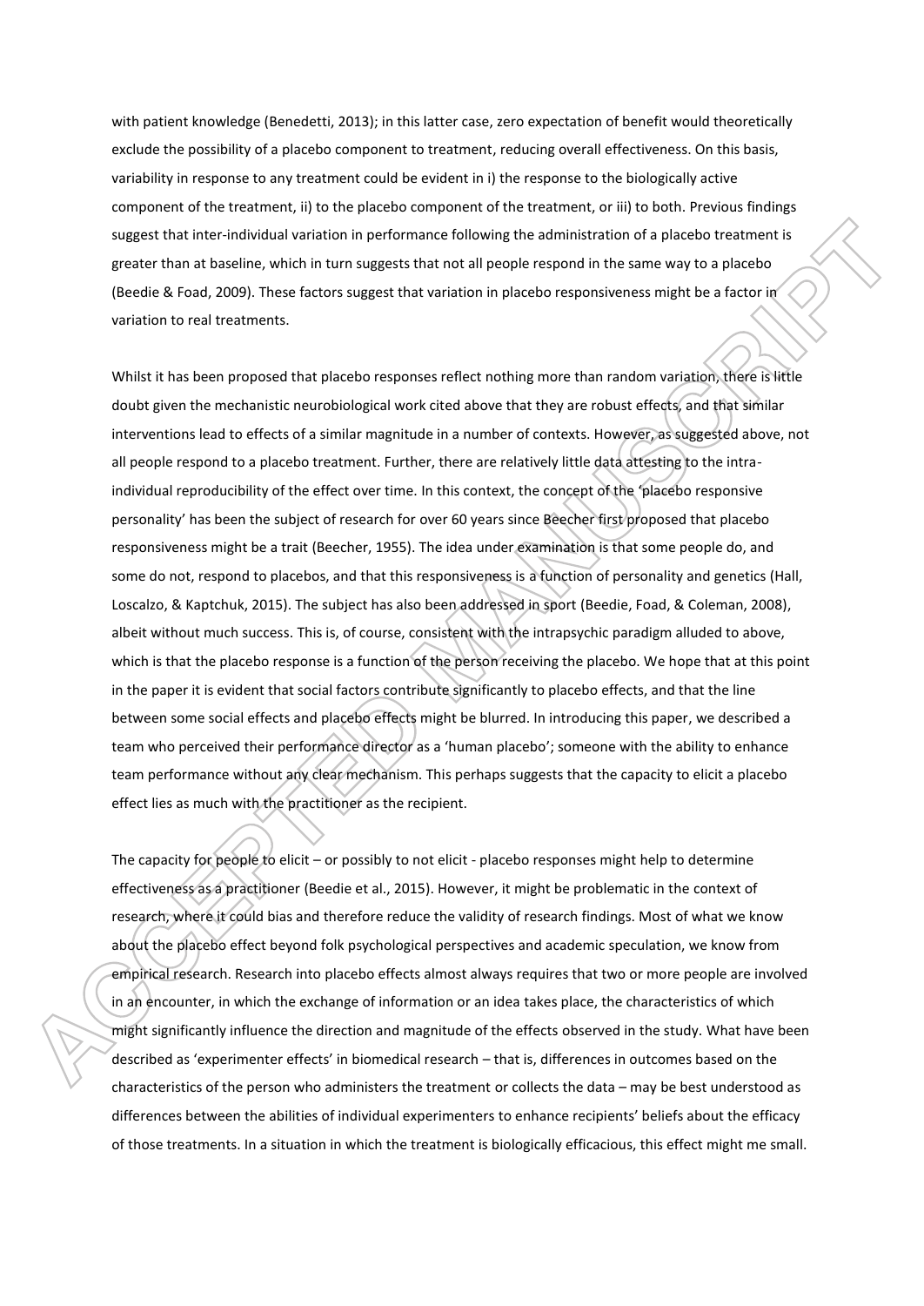with patient knowledge (Benedetti, 2013); in this latter case, zero expectation of benefit would theoretically exclude the possibility of a placebo component to treatment, reducing overall effectiveness. On this basis, variability in response to any treatment could be evident in i) the response to the biologically active component of the treatment, ii) to the placebo component of the treatment, or iii) to both. Previous findings suggest that inter-individual variation in performance following the administration of a placebo treatment is greater than at baseline, which in turn suggests that not all people respond in the same way to a placebo (Beedie & Foad, 2009). These factors suggest that variation in placebo responsiveness might be a factor in variation to real treatments.

Whilst it has been proposed that placebo responses reflect nothing more than random variation, there is little doubt given the mechanistic neurobiological work cited above that they are robust effects, and that similar interventions lead to effects of a similar magnitude in a number of contexts. However, as suggested above, not all people respond to a placebo treatment. Further, there are relatively little data attesting to the intra-individual reproducibility of the effect over time. In this context, the concept of the 'placebo responsive personality' has been the subject of research for over 60 years since Beecher first proposed that placebo responsiveness might be a trait (Beecher, 1955). The idea under examination is that some people do, and some do not, respond to placebos, and that this responsiveness is a function of personality and genetics (Hall, Loscalzo, & Kaptchuk, 2015). The subject has also been addressed in sport (Beedie, Foad, & Coleman, 2008), albeit without much success. This is, of course, consistent with the intrapsychic paradigm alluded to above, which is that the placebo response is a function of the person receiving the placebo. We hope that at this point in the paper it is evident that social factors contribute significantly to placebo effects, and that the line between some social effects and placebo effects might be blurred. In introducing this paper, we described a team who perceived their performance director as a 'human placebo'; someone with the ability to enhance team performance without any clear mechanism. This perhaps suggests that the capacity to elicit a placebo effect lies as much with the practitioner as the recipient.

The capacity for people to elicit – or possibly to not elicit - placebo responses might help to determine effectiveness as a practitioner (Beedie et al., 2015). However, it might be problematic in the context of research, where it could bias and therefore reduce the validity of research findings. Most of what we know about the placebo effect beyond folk psychological perspectives and academic speculation, we know from empirical research. Research into placebo effects almost always requires that two or more people are involved in an encounter, in which the exchange of information or an idea takes place, the characteristics of which might significantly influence the direction and magnitude of the effects observed in the study. What have been described as 'experimenter effects' in biomedical research – that is, differences in outcomes based on the characteristics of the person who administers the treatment or collects the data – may be best understood as differences between the abilities of individual experimenters to enhance recipients' beliefs about the efficacy of those treatments. In a situation in which the treatment is biologically efficacious, this effect might me small.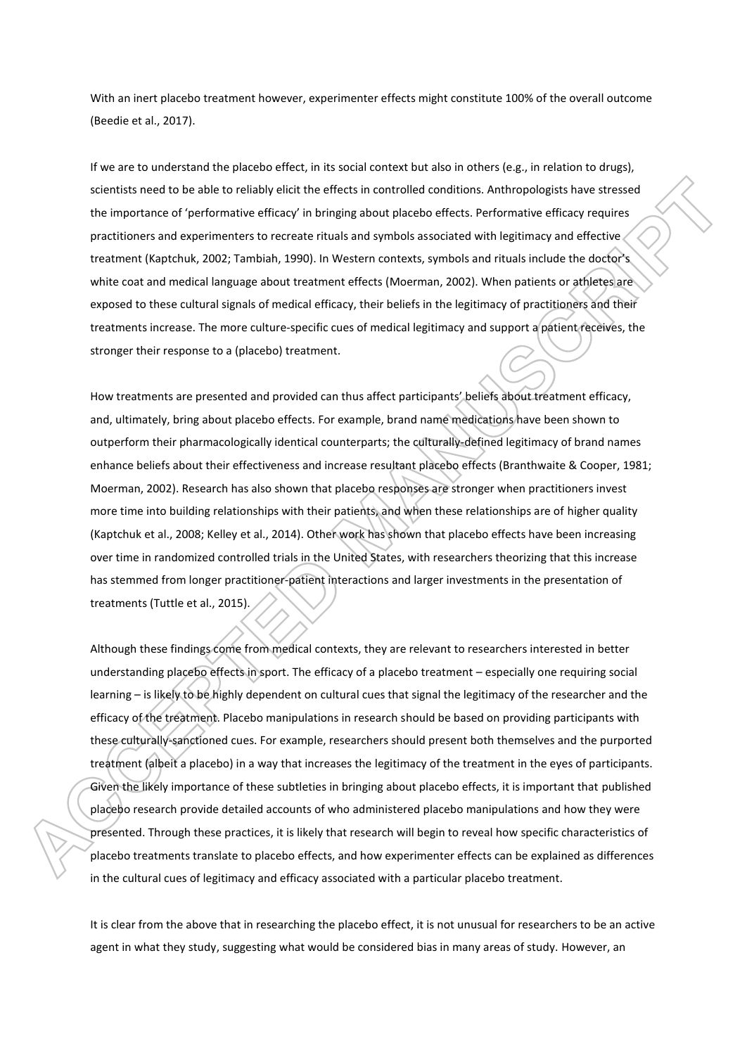With an inert placebo treatment however, experimenter effects might constitute 100% of the overall outcome (Beedie et al., 2017).

If we are to understand the placebo effect, in its social context but also in others (e.g., in relation to drugs), scientists need to be able to reliably elicit the effects in controlled conditions. Anthropologists have stressed the importance of 'performative efficacy' in bringing about placebo effects. Performative efficacy requires practitioners and experimenters to recreate rituals and symbols associated with legitimacy and effective treatment (Kaptchuk, 2002; Tambiah, 1990). In Western contexts, symbols and rituals include the doctor's white coat and medical language about treatment effects (Moerman, 2002). When patients or athletes are exposed to these cultural signals of medical efficacy, their beliefs in the legitimacy of practitioners and their treatments increase. The more culture-specific cues of medical legitimacy and support a patient receives, the stronger their response to a (placebo) treatment.

How treatments are presented and provided can thus affect participants' beliefs about treatment efficacy, and, ultimately, bring about placebo effects. For example, brand name medications have been shown to outperform their pharmacologically identical counterparts; the culturally-defined legitimacy of brand names enhance beliefs about their effectiveness and increase resultant placebo effects (Branthwaite & Cooper, 1981; Moerman, 2002). Research has also shown that placebo responses are stronger when practitioners invest more time into building relationships with their patients, and when these relationships are of higher quality (Kaptchuk et al., 2008; Kelley et al., 2014). Other work has shown that placebo effects have been increasing over time in randomized controlled trials in the United States, with researchers theorizing that this increase has stemmed from longer practitioner-patient interactions and larger investments in the presentation of treatments (Tuttle et al., 2015).

Although these findings come from medical contexts, they are relevant to researchers interested in better understanding placebo effects in sport. The efficacy of a placebo treatment – especially one requiring social learning – is likely to be highly dependent on cultural cues that signal the legitimacy of the researcher and the efficacy of the treatment. Placebo manipulations in research should be based on providing participants with these culturally-sanctioned cues. For example, researchers should present both themselves and the purported treatment (albeit a placebo) in a way that increases the legitimacy of the treatment in the eyes of participants. Given the likely importance of these subtleties in bringing about placebo effects, it is important that published placebo research provide detailed accounts of who administered placebo manipulations and how they were presented. Through these practices, it is likely that research will begin to reveal how specific characteristics of placebo treatments translate to placebo effects, and how experimenter effects can be explained as differences in the cultural cues of legitimacy and efficacy associated with a particular placebo treatment.

It is clear from the above that in researching the placebo effect, it is not unusual for researchers to be an active agent in what they study, suggesting what would be considered bias in many areas of study. However, an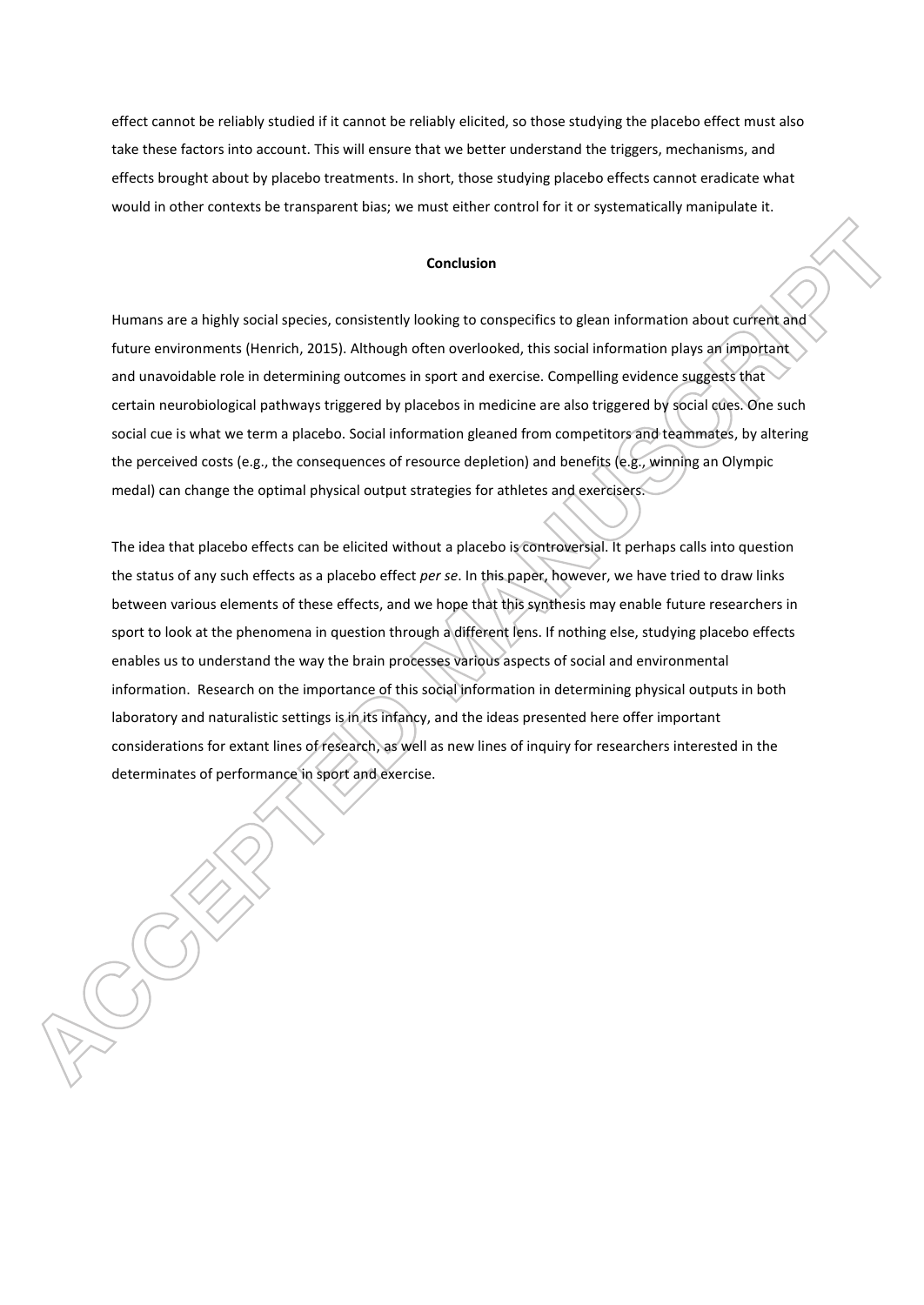effect cannot be reliably studied if it cannot be reliably elicited, so those studying the placebo effect must also take these factors into account. This will ensure that we better understand the triggers, mechanisms, and effects brought about by placebo treatments. In short, those studying placebo effects cannot eradicate what would in other contexts be transparent bias; we must either control for it or systematically manipulate it.

## Conclusion

Humans are a highly social species, consistently looking to conspecifics to glean information about current and future environments (Henrich, 2015). Although often overlooked, this social information plays an important and unavoidable role in determining outcomes in sport and exercise. Compelling evidence suggests that certain neurobiological pathways triggered by placebos in medicine are also triggered by social cues. One such social cue is what we term a placebo. Social information gleaned from competitors and teammates, by altering the perceived costs (e.g., the consequences of resource depletion) and benefits (e.g., winning an Olympic medal) can change the optimal physical output strategies for athletes and exercisers.

The idea that placebo effects can be elicited without a placebo is controversial. It perhaps calls into question the status of any such effects as a placebo effect *per se*. In this paper, however, we have tried to draw links between various elements of these effects, and we hope that this synthesis may enable future researchers in sport to look at the phenomena in question through a different lens. If nothing else, studying placebo effects enables us to understand the way the brain processes various aspects of social and environmental information. Research on the importance of this social information in determining physical outputs in both laboratory and naturalistic settings is in its infancy, and the ideas presented here offer important considerations for extant lines of research, as well as new lines of inquiry for researchers interested in the determinates of performance in sport and exercise.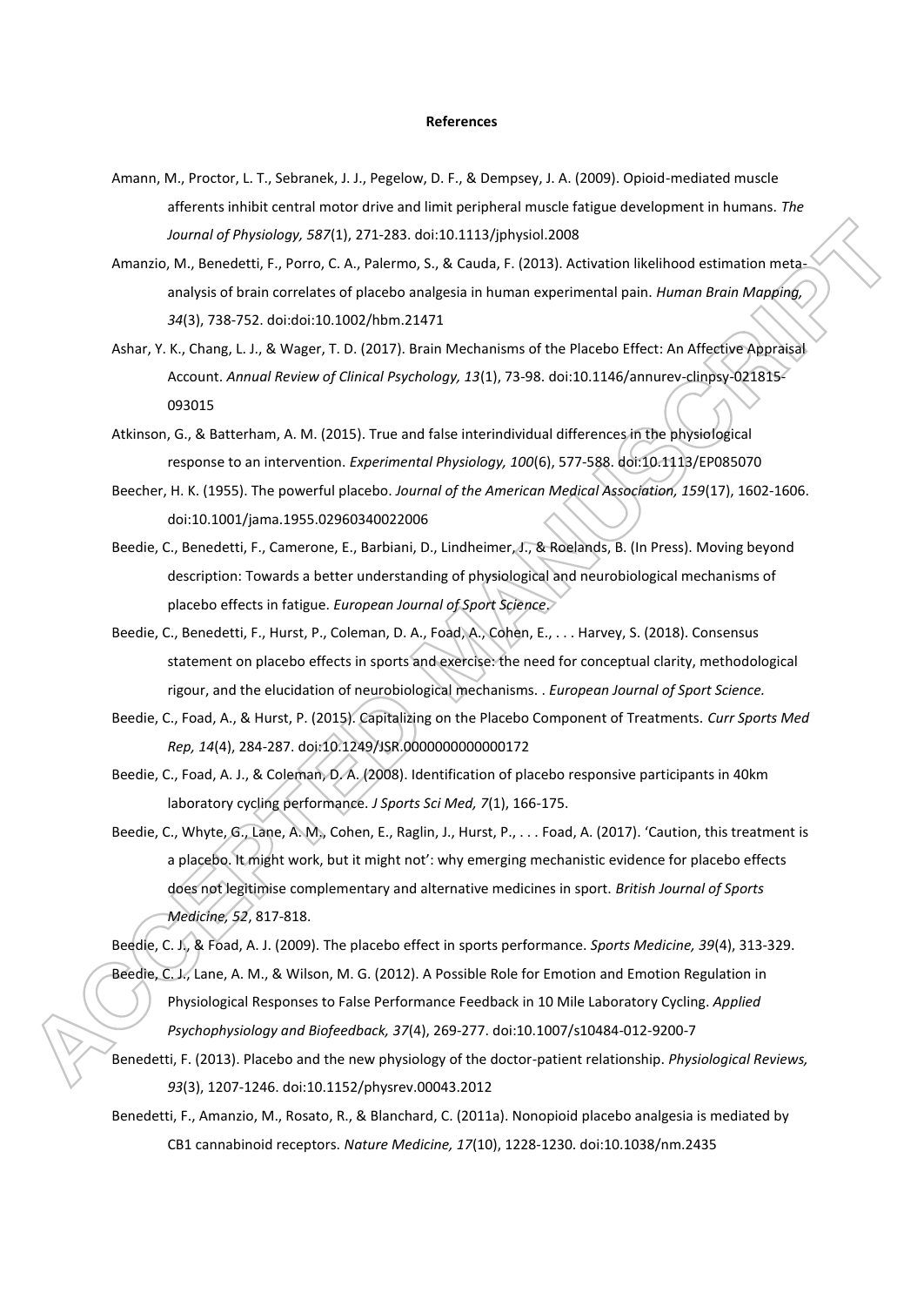**References**

Amann, M., Proctor, L. T., Sebranek, J. J., Pegelow, D. F., & Dempsey, J. A. (2009). Opioid-mediated muscle afferents inhibit central motor drive and limit peripheral muscle fatigue development in humans. *The Journal of Physiology, 587*(1), 271-283. doi:10.1113/jphysiol.2008

Amanzio, M., Benedetti, F., Porro, C. A., Palermo, S., & Cauda, F. (2013). Activation likelihood estimation meta-analysis of brain correlates of placebo analgesia in human experimental pain. *Human Brain Mapping, 34*(3), 738-752. doi:doi:10.1002/hbm.21471

Ashar, Y. K., Chang, L. J., & Wager, T. D. (2017). Brain Mechanisms of the Placebo Effect: An Affective Appraisal Account. *Annual Review of Clinical Psychology, 13*(1), 73-98. doi:10.1146/annurev-clinpsy-021815-093015

Atkinson, G., & Batterham, A. M. (2015). True and false interindividual differences in the physiological response to an intervention. *Experimental Physiology, 100*(6), 577-588. doi:10.1113/EP085070

Beecher, H. K. (1955). The powerful placebo. *Journal of the American Medical Association, 159*(17), 1602-1606. doi:10.1001/jama.1955.02960340022006

Beedie, C., Benedetti, F., Camerone, E., Barbiani, D., Lindheimer, J., & Roelands, B. (In Press). Moving beyond description: Towards a better understanding of physiological and neurobiological mechanisms of placebo effects in fatigue. *European Journal of Sport Science*.

Beedie, C., Benedetti, F., Hurst, P., Coleman, D. A., Foad, A., Cohen, E., . . . Harvey, S. (2018). Consensus statement on placebo effects in sports and exercise: the need for conceptual clarity, methodological rigour, and the elucidation of neurobiological mechanisms. . *European Journal of Sport Science.*

Beedie, C., Foad, A., & Hurst, P. (2015). Capitalizing on the Placebo Component of Treatments. *Curr Sports Med Rep, 14*(4), 284-287. doi:10.1249/JSR.0000000000000172

Beedie, C., Foad, A. J., & Coleman, D. A. (2008). Identification of placebo responsive participants in 40km laboratory cycling performance. *J Sports Sci Med, 7*(1), 166-175.

Beedie, C., Whyte, G., Lane, A. M., Cohen, E., Raglin, J., Hurst, P., . . . Foad, A. (2017). 'Caution, this treatment is a placebo. It might work, but it might not': why emerging mechanistic evidence for placebo effects does not legitimise complementary and alternative medicines in sport. *British Journal of Sports Medicine, 52*, 817-818.

Beedie, C. J., & Foad, A. J. (2009). The placebo effect in sports performance. *Sports Medicine, 39*(4), 313-329.

Beedie, C. J., Lane, A. M., & Wilson, M. G. (2012). A Possible Role for Emotion and Emotion Regulation in Physiological Responses to False Performance Feedback in 10 Mile Laboratory Cycling. *Applied Psychophysiology and Biofeedback, 37*(4), 269-277. doi:10.1007/s10484-012-9200-7

Benedetti, F. (2013). Placebo and the new physiology of the doctor-patient relationship. *Physiological Reviews, 93*(3), 1207-1246. doi:10.1152/physrev.00043.2012

Benedetti, F., Amanzio, M., Rosato, R., & Blanchard, C. (2011a). Nonopioid placebo analgesia is mediated by CB1 cannabinoid receptors. *Nature Medicine, 17*(10), 1228-1230. doi:10.1038/nm.2435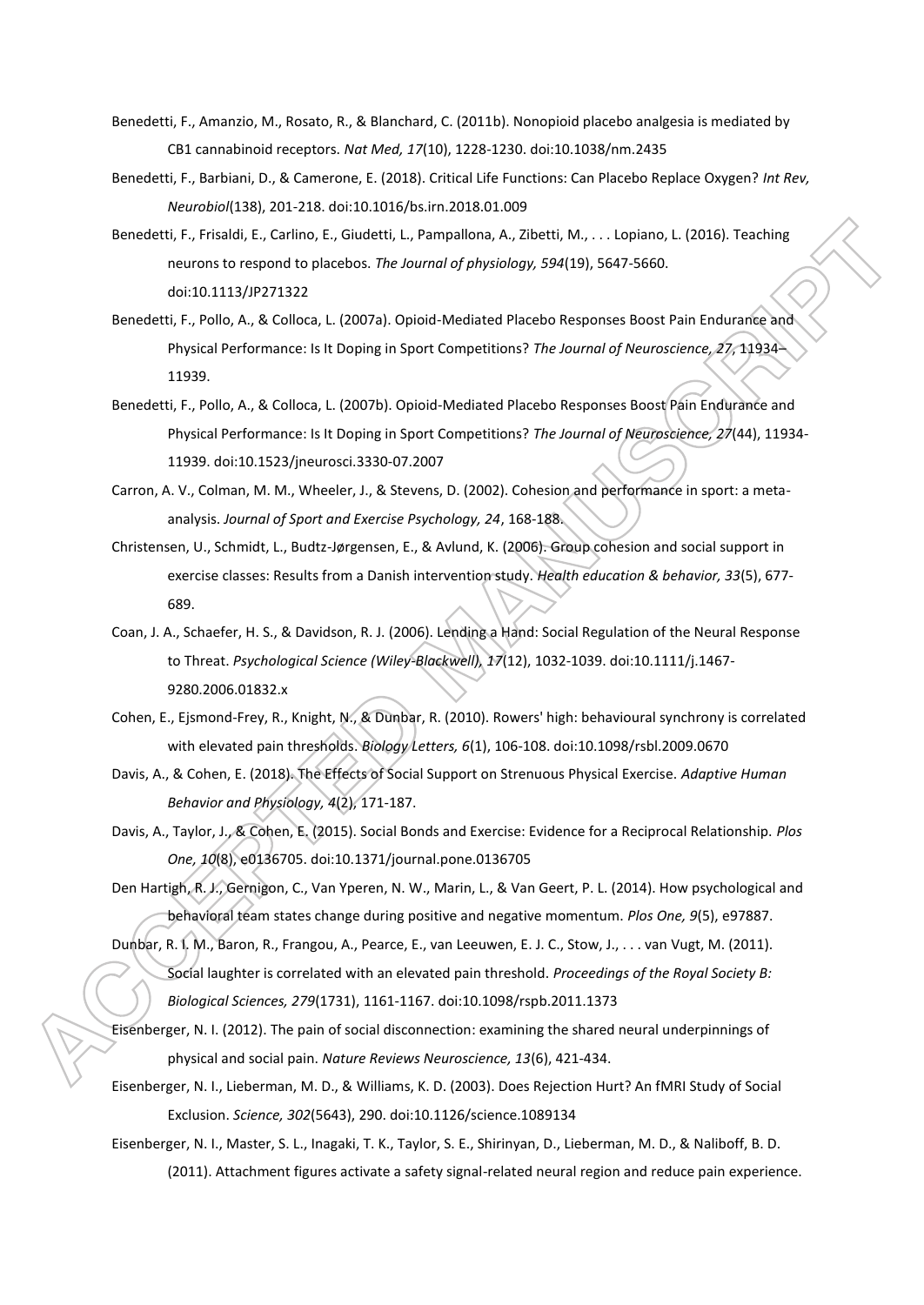Benedetti, F., Amanzio, M., Rosato, R., & Blanchard, C. (2011b). Nonopioid placebo analgesia is mediated by CB1 cannabinoid receptors. *Nat Med, 17*(10), 1228-1230. doi:10.1038/nm.2435

Benedetti, F., Barbiani, D., & Camerone, E. (2018). Critical Life Functions: Can Placebo Replace Oxygen? *Int Rev, Neurobiol*(138), 201-218. doi:10.1016/bs.irn.2018.01.009

Benedetti, F., Frisaldi, E., Carlino, E., Giudetti, L., Pampallona, A., Zibetti, M., . . . Lopiano, L. (2016). Teaching neurons to respond to placebos. *The Journal of physiology, 594*(19), 5647-5660. doi:10.1113/JP271322

Benedetti, F., Pollo, A., & Colloca, L. (2007a). Opioid-Mediated Placebo Responses Boost Pain Endurance and Physical Performance: Is It Doping in Sport Competitions? *The Journal of Neuroscience, 27*, 11934–11939.

Benedetti, F., Pollo, A., & Colloca, L. (2007b). Opioid-Mediated Placebo Responses Boost Pain Endurance and Physical Performance: Is It Doping in Sport Competitions? *The Journal of Neuroscience, 27*(44), 11934-11939. doi:10.1523/jneurosci.3330-07.2007

Carron, A. V., Colman, M. M., Wheeler, J., & Stevens, D. (2002). Cohesion and performance in sport: a meta-analysis. *Journal of Sport and Exercise Psychology, 24*, 168-188.

Christensen, U., Schmidt, L., Budtz-Jørgensen, E., & Avlund, K. (2006). Group cohesion and social support in exercise classes: Results from a Danish intervention study. *Health education & behavior, 33*(5), 677-689.

Coan, J. A., Schaefer, H. S., & Davidson, R. J. (2006). Lending a Hand: Social Regulation of the Neural Response to Threat. *Psychological Science (Wiley-Blackwell), 17*(12), 1032-1039. doi:10.1111/j.1467-9280.2006.01832.x

Cohen, E., Ejsmond-Frey, R., Knight, N., & Dunbar, R. (2010). Rowers' high: behavioural synchrony is correlated with elevated pain thresholds. *Biology Letters, 6*(1), 106-108. doi:10.1098/rsbl.2009.0670

Davis, A., & Cohen, E. (2018). The Effects of Social Support on Strenuous Physical Exercise. *Adaptive Human Behavior and Physiology, 4*(2), 171-187.

Davis, A., Taylor, J., & Cohen, E. (2015). Social Bonds and Exercise: Evidence for a Reciprocal Relationship. *Plos One, 10*(8), e0136705. doi:10.1371/journal.pone.0136705

Den Hartigh, R. J., Gernigon, C., Van Yperen, N. W., Marin, L., & Van Geert, P. L. (2014). How psychological and behavioral team states change during positive and negative momentum. *Plos One, 9*(5), e97887.

Dunbar, R. I. M., Baron, R., Frangou, A., Pearce, E., van Leeuwen, E. J. C., Stow, J., . . . van Vugt, M. (2011). Social laughter is correlated with an elevated pain threshold. *Proceedings of the Royal Society B: Biological Sciences, 279*(1731), 1161-1167. doi:10.1098/rspb.2011.1373

Eisenberger, N. I. (2012). The pain of social disconnection: examining the shared neural underpinnings of physical and social pain. *Nature Reviews Neuroscience, 13*(6), 421-434.

Eisenberger, N. I., Lieberman, M. D., & Williams, K. D. (2003). Does Rejection Hurt? An fMRI Study of Social Exclusion. *Science, 302*(5643), 290. doi:10.1126/science.1089134

Eisenberger, N. I., Master, S. L., Inagaki, T. K., Taylor, S. E., Shirinyan, D., Lieberman, M. D., & Naliboff, B. D. (2011). Attachment figures activate a safety signal-related neural region and reduce pain experience.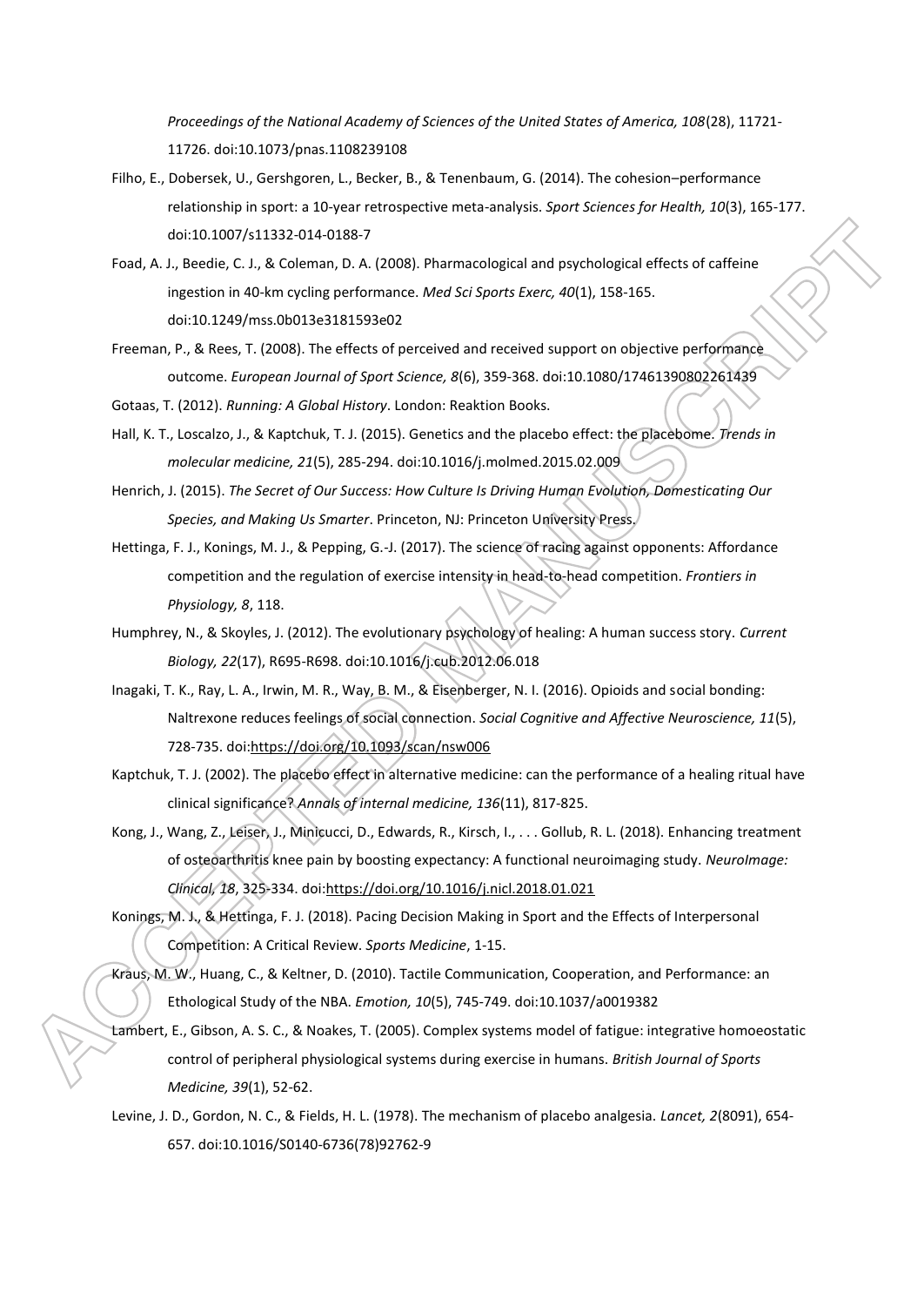*Proceedings of the National Academy of Sciences of the United States of America, 108*(28), 11721-11726. doi:10.1073/pnas.1108239108

Filho, E., Dobersek, U., Gershgoren, L., Becker, B., & Tenenbaum, G. (2014). The cohesion–performance relationship in sport: a 10-year retrospective meta-analysis. *Sport Sciences for Health, 10*(3), 165-177. doi:10.1007/s11332-014-0188-7

Foad, A. J., Beedie, C. J., & Coleman, D. A. (2008). Pharmacological and psychological effects of caffeine ingestion in 40-km cycling performance. *Med Sci Sports Exerc, 40*(1), 158-165. doi:10.1249/mss.0b013e3181593e02

Freeman, P., & Rees, T. (2008). The effects of perceived and received support on objective performance outcome. *European Journal of Sport Science, 8*(6), 359-368. doi:10.1080/17461390802261439

Gotaas, T. (2012). *Running: A Global History*. London: Reaktion Books.

Hall, K. T., Loscalzo, J., & Kaptchuk, T. J. (2015). Genetics and the placebo effect: the placebome. *Trends in molecular medicine, 21*(5), 285-294. doi:10.1016/j.molmed.2015.02.009

Henrich, J. (2015). *The Secret of Our Success: How Culture Is Driving Human Evolution, Domesticating Our Species, and Making Us Smarter*. Princeton, NJ: Princeton University Press.

Hettinga, F. J., Konings, M. J., & Pepping, G.-J. (2017). The science of racing against opponents: Affordance competition and the regulation of exercise intensity in head-to-head competition. *Frontiers in Physiology, 8*, 118.

Humphrey, N., & Skoyles, J. (2012). The evolutionary psychology of healing: A human success story. *Current Biology, 22*(17), R695-R698. doi:10.1016/j.cub.2012.06.018

Inagaki, T. K., Ray, L. A., Irwin, M. R., Way, B. M., & Eisenberger, N. I. (2016). Opioids and social bonding: Naltrexone reduces feelings of social connection. *Social Cognitive and Affective Neuroscience, 11*(5), 728-735. doi:https://doi.org/10.1093/scan/nsw006

Kaptchuk, T. J. (2002). The placebo effect in alternative medicine: can the performance of a healing ritual have clinical significance? *Annals of internal medicine, 136*(11), 817-825.

Kong, J., Wang, Z., Leiser, J., Minicucci, D., Edwards, R., Kirsch, I., . . . Gollub, R. L. (2018). Enhancing treatment of osteoarthritis knee pain by boosting expectancy: A functional neuroimaging study. *NeuroImage: Clinical, 18*, 325-334. doi:https://doi.org/10.1016/j.nicl.2018.01.021

Konings, M. J., & Hettinga, F. J. (2018). Pacing Decision Making in Sport and the Effects of Interpersonal Competition: A Critical Review. *Sports Medicine*, 1-15.

Kraus, M. W., Huang, C., & Keltner, D. (2010). Tactile Communication, Cooperation, and Performance: an Ethological Study of the NBA. *Emotion, 10*(5), 745-749. doi:10.1037/a0019382

Lambert, E., Gibson, A. S. C., & Noakes, T. (2005). Complex systems model of fatigue: integrative homoeostatic control of peripheral physiological systems during exercise in humans. *British Journal of Sports Medicine, 39*(1), 52-62.

Levine, J. D., Gordon, N. C., & Fields, H. L. (1978). The mechanism of placebo analgesia. *Lancet, 2*(8091), 654-657. doi:10.1016/S0140-6736(78)92762-9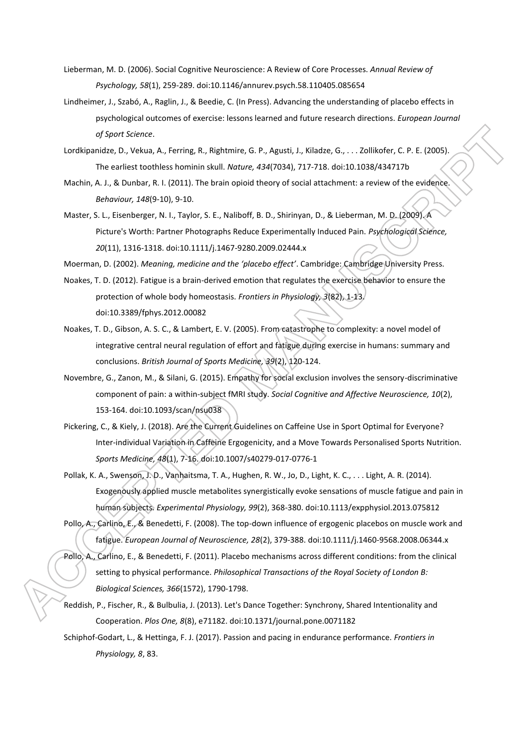Lieberman, M. D. (2006). Social Cognitive Neuroscience: A Review of Core Processes. *Annual Review of Psychology, 58*(1), 259-289. doi:10.1146/annurev.psych.58.110405.085654

Lindheimer, J., Szabó, A., Raglin, J., & Beedie, C. (In Press). Advancing the understanding of placebo effects in psychological outcomes of exercise: lessons learned and future research directions. *European Journal of Sport Science*.

Lordkipanidze, D., Vekua, A., Ferring, R., Rightmire, G. P., Agusti, J., Kiladze, G., . . . Zollikofer, C. P. E. (2005). The earliest toothless hominin skull. *Nature, 434*(7034), 717-718. doi:10.1038/434717b

Machin, A. J., & Dunbar, R. I. (2011). The brain opioid theory of social attachment: a review of the evidence. *Behaviour, 148*(9-10), 9-10.

Master, S. L., Eisenberger, N. I., Taylor, S. E., Naliboff, B. D., Shirinyan, D., & Lieberman, M. D. (2009). A Picture's Worth: Partner Photographs Reduce Experimentally Induced Pain. *Psychological Science, 20*(11), 1316-1318. doi:10.1111/j.1467-9280.2009.02444.x

Moerman, D. (2002). *Meaning, medicine and the 'placebo effect'*. Cambridge: Cambridge University Press.

Noakes, T. D. (2012). Fatigue is a brain-derived emotion that regulates the exercise behavior to ensure the protection of whole body homeostasis. *Frontiers in Physiology, 3*(82), 1-13. doi:10.3389/fphys.2012.00082

Noakes, T. D., Gibson, A. S. C., & Lambert, E. V. (2005). From catastrophe to complexity: a novel model of integrative central neural regulation of effort and fatigue during exercise in humans: summary and conclusions. *British Journal of Sports Medicine, 39*(2), 120-124.

Novembre, G., Zanon, M., & Silani, G. (2015). Empathy for social exclusion involves the sensory-discriminative component of pain: a within-subject fMRI study. *Social Cognitive and Affective Neuroscience, 10*(2), 153-164. doi:10.1093/scan/nsu038

Pickering, C., & Kiely, J. (2018). Are the Current Guidelines on Caffeine Use in Sport Optimal for Everyone? Inter-individual Variation in Caffeine Ergogenicity, and a Move Towards Personalised Sports Nutrition. *Sports Medicine, 48*(1), 7-16. doi:10.1007/s40279-017-0776-1

Pollak, K. A., Swenson, J. D., Vanhaitsma, T. A., Hughen, R. W., Jo, D., Light, K. C., . . . Light, A. R. (2014). Exogenously applied muscle metabolites synergistically evoke sensations of muscle fatigue and pain in human subjects. *Experimental Physiology, 99*(2), 368-380. doi:10.1113/expphysiol.2013.075812

Pollo, A., Carlino, E., & Benedetti, F. (2008). The top-down influence of ergogenic placebos on muscle work and fatigue. *European Journal of Neuroscience, 28*(2), 379-388. doi:10.1111/j.1460-9568.2008.06344.x

Pollo, A., Carlino, E., & Benedetti, F. (2011). Placebo mechanisms across different conditions: from the clinical setting to physical performance. *Philosophical Transactions of the Royal Society of London B: Biological Sciences, 366*(1572), 1790-1798.

Reddish, P., Fischer, R., & Bulbulia, J. (2013). Let's Dance Together: Synchrony, Shared Intentionality and Cooperation. *Plos One, 8*(8), e71182. doi:10.1371/journal.pone.0071182

Schiphof-Godart, L., & Hettinga, F. J. (2017). Passion and pacing in endurance performance. *Frontiers in Physiology, 8*, 83.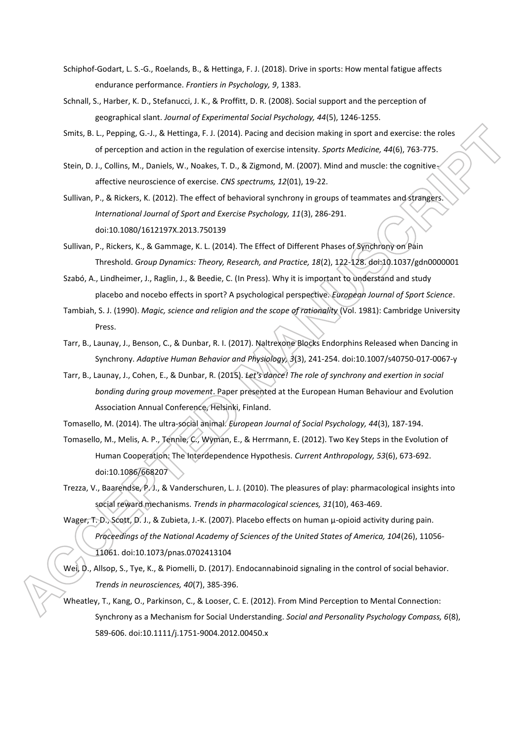Schiphof-Godart, L. S.-G., Roelands, B., & Hettinga, F. J. (2018). Drive in sports: How mental fatigue affects endurance performance. *Frontiers in Psychology, 9*, 1383.

Schnall, S., Harber, K. D., Stefanucci, J. K., & Proffitt, D. R. (2008). Social support and the perception of geographical slant. *Journal of Experimental Social Psychology, 44*(5), 1246-1255.

Smits, B. L., Pepping, G.-J., & Hettinga, F. J. (2014). Pacing and decision making in sport and exercise: the roles of perception and action in the regulation of exercise intensity. *Sports Medicine, 44*(6), 763-775.

Stein, D. J., Collins, M., Daniels, W., Noakes, T. D., & Zigmond, M. (2007). Mind and muscle: the cognitive-affective neuroscience of exercise. *CNS spectrums, 12*(01), 19-22.

Sullivan, P., & Rickers, K. (2012). The effect of behavioral synchrony in groups of teammates and strangers. *International Journal of Sport and Exercise Psychology, 11*(3), 286-291. doi:10.1080/1612197X.2013.750139

Sullivan, P., Rickers, K., & Gammage, K. L. (2014). The Effect of Different Phases of Synchrony on Pain Threshold. *Group Dynamics: Theory, Research, and Practice, 18*(2), 122-128. doi:10.1037/gdn0000001

Szabó, A., Lindheimer, J., Raglin, J., & Beedie, C. (In Press). Why it is important to understand and study placebo and nocebo effects in sport? A psychological perspective. *European Journal of Sport Science*.

Tambiah, S. J. (1990). *Magic, science and religion and the scope of rationality* (Vol. 1981): Cambridge University Press.

Tarr, B., Launay, J., Benson, C., & Dunbar, R. I. (2017). Naltrexone Blocks Endorphins Released when Dancing in Synchrony. *Adaptive Human Behavior and Physiology, 3*(3), 241-254. doi:10.1007/s40750-017-0067-y

Tarr, B., Launay, J., Cohen, E., & Dunbar, R. (2015). *Let's dance! The role of synchrony and exertion in social bonding during group movement*. Paper presented at the European Human Behaviour and Evolution Association Annual Conference, Helsinki, Finland.

Tomasello, M. (2014). The ultra-social animal. *European Journal of Social Psychology, 44*(3), 187-194.

Tomasello, M., Melis, A. P., Tennie, C., Wyman, E., & Herrmann, E. (2012). Two Key Steps in the Evolution of Human Cooperation: The Interdependence Hypothesis. *Current Anthropology, 53*(6), 673-692. doi:10.1086/668207

Trezza, V., Baarendse, P. J., & Vanderschuren, L. J. (2010). The pleasures of play: pharmacological insights into social reward mechanisms. *Trends in pharmacological sciences, 31*(10), 463-469.

Wager, T. D., Scott, D. J., & Zubieta, J.-K. (2007). Placebo effects on human μ-opioid activity during pain. *Proceedings of the National Academy of Sciences of the United States of America, 104*(26), 11056-11061. doi:10.1073/pnas.0702413104

Wei, D., Allsop, S., Tye, K., & Piomelli, D. (2017). Endocannabinoid signaling in the control of social behavior. *Trends in neurosciences, 40*(7), 385-396.

Wheatley, T., Kang, O., Parkinson, C., & Looser, C. E. (2012). From Mind Perception to Mental Connection: Synchrony as a Mechanism for Social Understanding. *Social and Personality Psychology Compass, 6*(8), 589-606. doi:10.1111/j.1751-9004.2012.00450.x